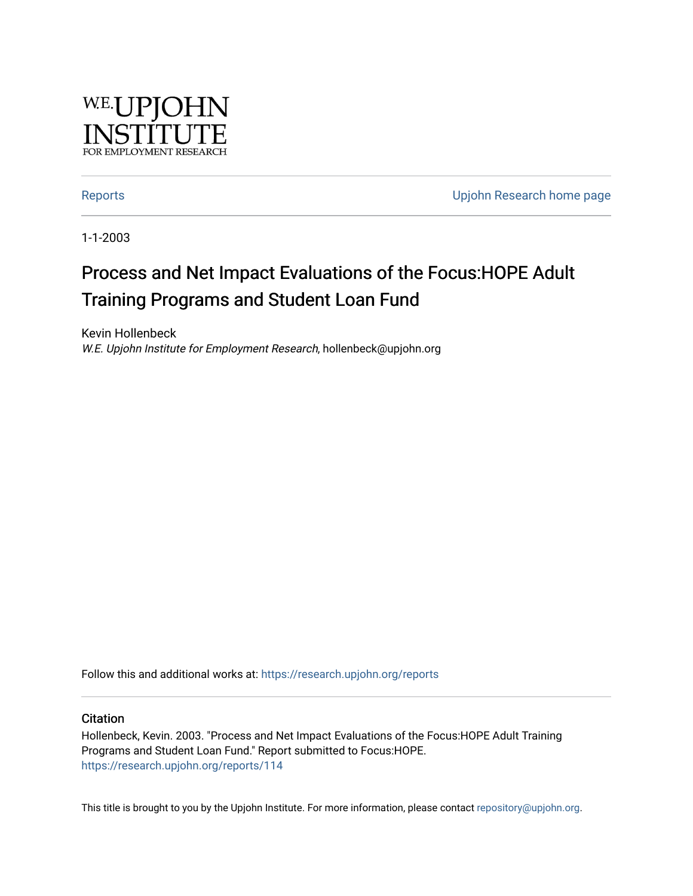W.E. UPJOHN INSTITUTE FOR EMPLOYMENT RESEARCH

Reports | Upjohn Research home page

1-1-2003

# Process and Net Impact Evaluations of the Focus:HOPE Adult Training Programs and Student Loan Fund

Kevin Hollenbeck

*W.E. Upjohn Institute for Employment Research*, hollenbeck@upjohn.org

Follow this and additional works at: https://research.upjohn.org/reports

## Citation

Hollenbeck, Kevin. 2003. "Process and Net Impact Evaluations of the Focus:HOPE Adult Training Programs and Student Loan Fund." Report submitted to Focus:HOPE.
https://research.upjohn.org/reports/114

This title is brought to you by the Upjohn Institute. For more information, please contact repository@upjohn.org.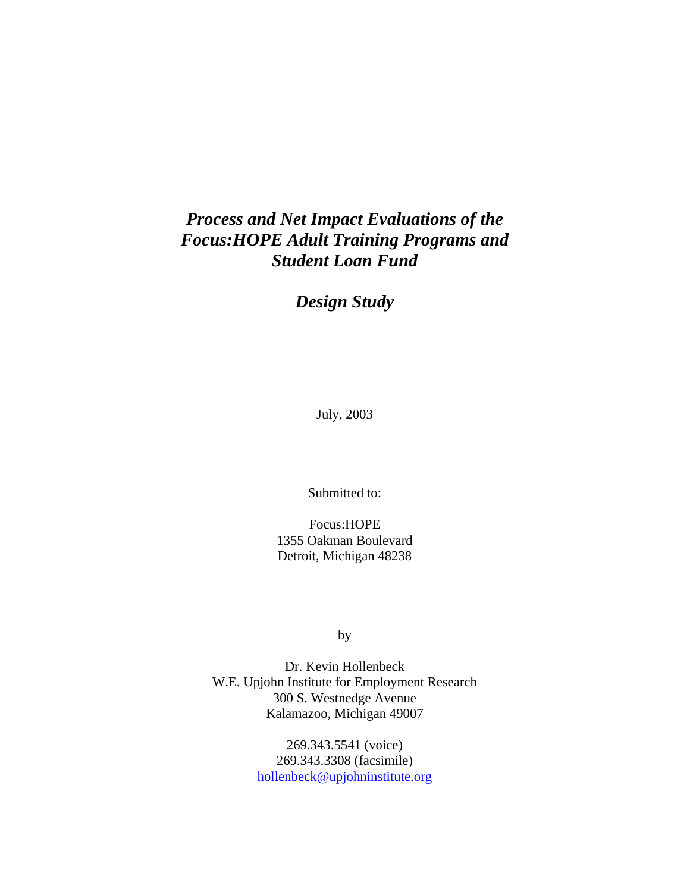# *Process and Net Impact Evaluations of the Focus:HOPE Adult Training Programs and Student Loan Fund*

## *Design Study*

July, 2003

Submitted to:

Focus:HOPE  
1355 Oakman Boulevard  
Detroit, Michigan 48238

by

Dr. Kevin Hollenbeck  
W.E. Upjohn Institute for Employment Research  
300 S. Westnedge Avenue  
Kalamazoo, Michigan 49007

269.343.5541 (voice)  
269.343.3308 (facsimile)  
hollenbeck@upjohninstitute.org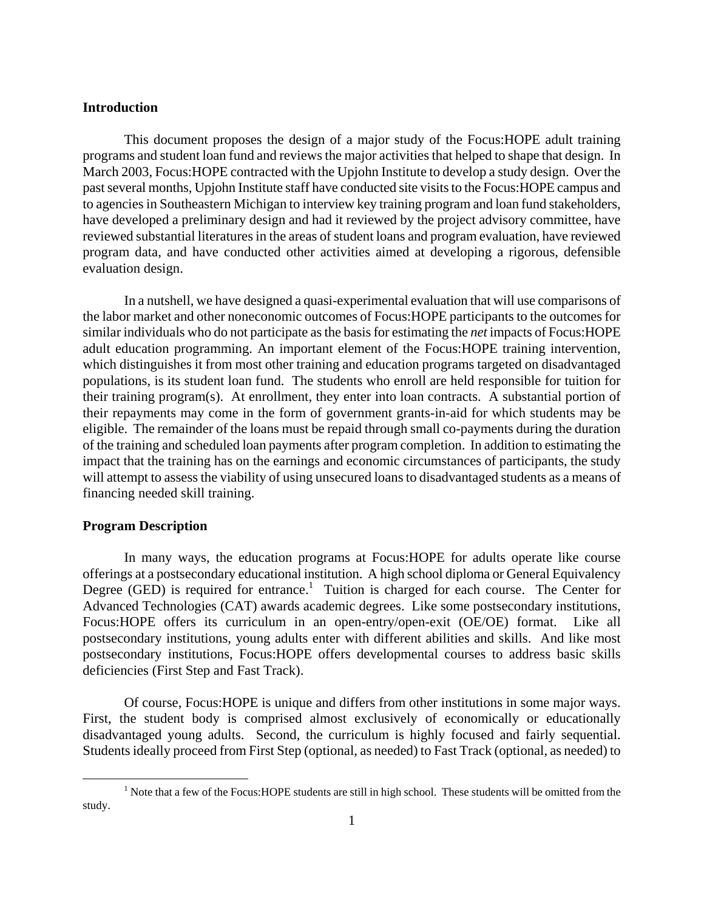## Introduction

This document proposes the design of a major study of the Focus:HOPE adult training programs and student loan fund and reviews the major activities that helped to shape that design. In March 2003, Focus:HOPE contracted with the Upjohn Institute to develop a study design. Over the past several months, Upjohn Institute staff have conducted site visits to the Focus:HOPE campus and to agencies in Southeastern Michigan to interview key training program and loan fund stakeholders, have developed a preliminary design and had it reviewed by the project advisory committee, have reviewed substantial literatures in the areas of student loans and program evaluation, have reviewed program data, and have conducted other activities aimed at developing a rigorous, defensible evaluation design.

In a nutshell, we have designed a quasi-experimental evaluation that will use comparisons of the labor market and other noneconomic outcomes of Focus:HOPE participants to the outcomes for similar individuals who do not participate as the basis for estimating the *net* impacts of Focus:HOPE adult education programming. An important element of the Focus:HOPE training intervention, which distinguishes it from most other training and education programs targeted on disadvantaged populations, is its student loan fund. The students who enroll are held responsible for tuition for their training program(s). At enrollment, they enter into loan contracts. A substantial portion of their repayments may come in the form of government grants-in-aid for which students may be eligible. The remainder of the loans must be repaid through small co-payments during the duration of the training and scheduled loan payments after program completion. In addition to estimating the impact that the training has on the earnings and economic circumstances of participants, the study will attempt to assess the viability of using unsecured loans to disadvantaged students as a means of financing needed skill training.

## Program Description

In many ways, the education programs at Focus:HOPE for adults operate like course offerings at a postsecondary educational institution. A high school diploma or General Equivalency Degree (GED) is required for entrance.[1] Tuition is charged for each course. The Center for Advanced Technologies (CAT) awards academic degrees. Like some postsecondary institutions, Focus:HOPE offers its curriculum in an open-entry/open-exit (OE/OE) format. Like all postsecondary institutions, young adults enter with different abilities and skills. And like most postsecondary institutions, Focus:HOPE offers developmental courses to address basic skills deficiencies (First Step and Fast Track).

Of course, Focus:HOPE is unique and differs from other institutions in some major ways. First, the student body is comprised almost exclusively of economically or educationally disadvantaged young adults. Second, the curriculum is highly focused and fairly sequential. Students ideally proceed from First Step (optional, as needed) to Fast Track (optional, as needed) to

[1] Note that a few of the Focus:HOPE students are still in high school. These students will be omitted from the study.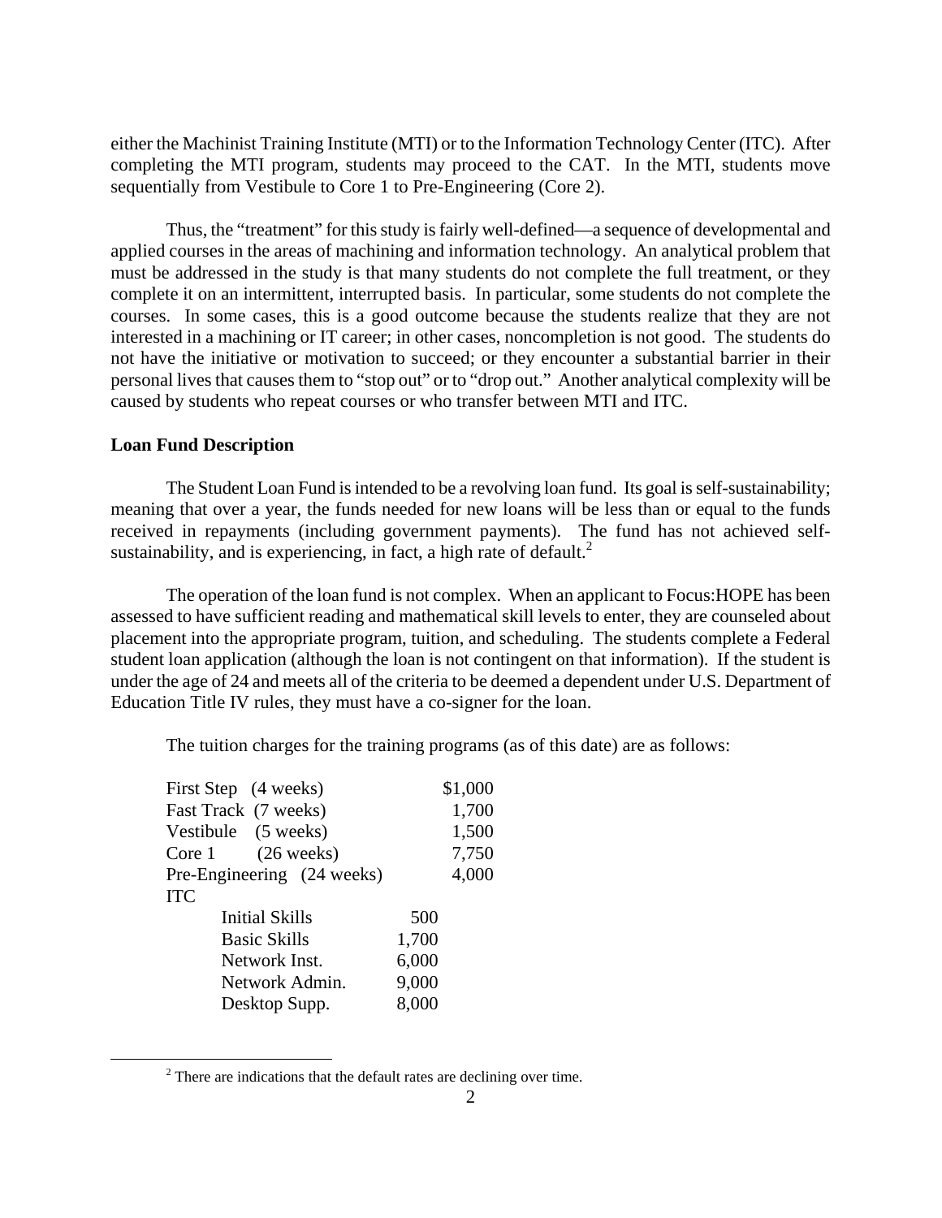either the Machinist Training Institute (MTI) or to the Information Technology Center (ITC). After completing the MTI program, students may proceed to the CAT. In the MTI, students move sequentially from Vestibule to Core 1 to Pre-Engineering (Core 2).

Thus, the "treatment" for this study is fairly well-defined—a sequence of developmental and applied courses in the areas of machining and information technology. An analytical problem that must be addressed in the study is that many students do not complete the full treatment, or they complete it on an intermittent, interrupted basis. In particular, some students do not complete the courses. In some cases, this is a good outcome because the students realize that they are not interested in a machining or IT career; in other cases, noncompletion is not good. The students do not have the initiative or motivation to succeed; or they encounter a substantial barrier in their personal lives that causes them to "stop out" or to "drop out." Another analytical complexity will be caused by students who repeat courses or who transfer between MTI and ITC.

**Loan Fund Description**

The Student Loan Fund is intended to be a revolving loan fund. Its goal is self-sustainability; meaning that over a year, the funds needed for new loans will be less than or equal to the funds received in repayments (including government payments). The fund has not achieved self-sustainability, and is experiencing, in fact, a high rate of default.[2]

The operation of the loan fund is not complex. When an applicant to Focus:HOPE has been assessed to have sufficient reading and mathematical skill levels to enter, they are counseled about placement into the appropriate program, tuition, and scheduling. The students complete a Federal student loan application (although the loan is not contingent on that information). If the student is under the age of 24 and meets all of the criteria to be deemed a dependent under U.S. Department of Education Title IV rules, they must have a co-signer for the loan.

The tuition charges for the training programs (as of this date) are as follows:

| Program | | |
|---|---|---|
| First Step (4 weeks) | | $1,000 |
| Fast Track (7 weeks) | | 1,700 |
| Vestibule (5 weeks) | | 1,500 |
| Core 1 (26 weeks) | | 7,750 |
| Pre-Engineering (24 weeks) | | 4,000 |
| ITC | | |
| Initial Skills | 500 | |
| Basic Skills | 1,700 | |
| Network Inst. | 6,000 | |
| Network Admin. | 9,000 | |
| Desktop Supp. | 8,000 | |

[2] There are indications that the default rates are declining over time.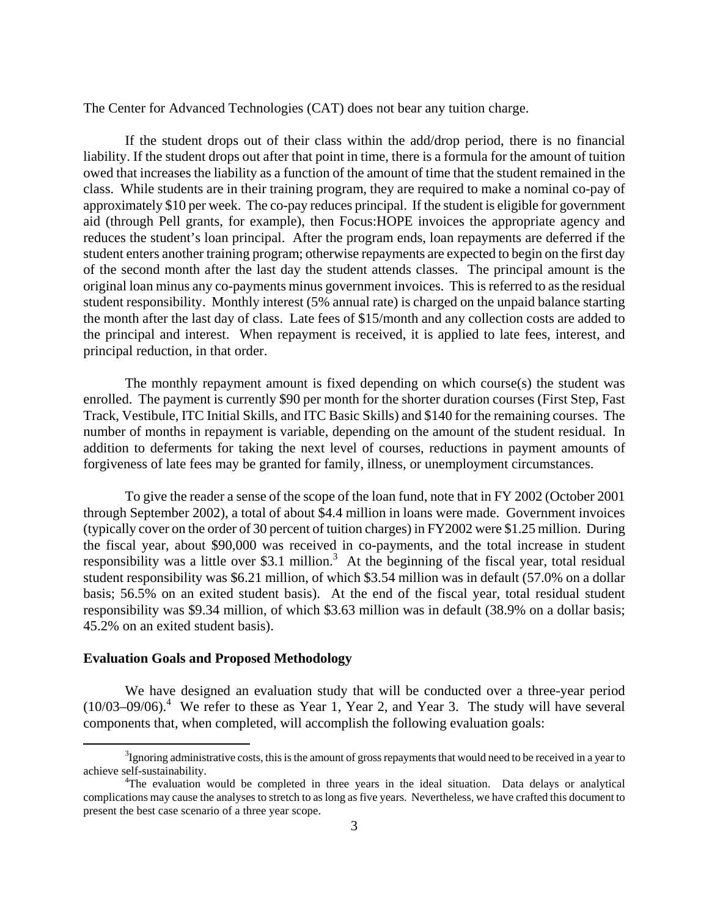The Center for Advanced Technologies (CAT) does not bear any tuition charge.

If the student drops out of their class within the add/drop period, there is no financial liability. If the student drops out after that point in time, there is a formula for the amount of tuition owed that increases the liability as a function of the amount of time that the student remained in the class. While students are in their training program, they are required to make a nominal co-pay of approximately $10 per week. The co-pay reduces principal. If the student is eligible for government aid (through Pell grants, for example), then Focus:HOPE invoices the appropriate agency and reduces the student's loan principal. After the program ends, loan repayments are deferred if the student enters another training program; otherwise repayments are expected to begin on the first day of the second month after the last day the student attends classes. The principal amount is the original loan minus any co-payments minus government invoices. This is referred to as the residual student responsibility. Monthly interest (5% annual rate) is charged on the unpaid balance starting the month after the last day of class. Late fees of $15/month and any collection costs are added to the principal and interest. When repayment is received, it is applied to late fees, interest, and principal reduction, in that order.

The monthly repayment amount is fixed depending on which course(s) the student was enrolled. The payment is currently $90 per month for the shorter duration courses (First Step, Fast Track, Vestibule, ITC Initial Skills, and ITC Basic Skills) and $140 for the remaining courses. The number of months in repayment is variable, depending on the amount of the student residual. In addition to deferments for taking the next level of courses, reductions in payment amounts of forgiveness of late fees may be granted for family, illness, or unemployment circumstances.

To give the reader a sense of the scope of the loan fund, note that in FY 2002 (October 2001 through September 2002), a total of about $4.4 million in loans were made. Government invoices (typically cover on the order of 30 percent of tuition charges) in FY2002 were $1.25 million. During the fiscal year, about $90,000 was received in co-payments, and the total increase in student responsibility was a little over $3.1 million.[3] At the beginning of the fiscal year, total residual student responsibility was $6.21 million, of which $3.54 million was in default (57.0% on a dollar basis; 56.5% on an exited student basis). At the end of the fiscal year, total residual student responsibility was $9.34 million, of which $3.63 million was in default (38.9% on a dollar basis; 45.2% on an exited student basis).

**Evaluation Goals and Proposed Methodology**

We have designed an evaluation study that will be conducted over a three-year period (10/03–09/06).[4] We refer to these as Year 1, Year 2, and Year 3. The study will have several components that, when completed, will accomplish the following evaluation goals:

---

[3] Ignoring administrative costs, this is the amount of gross repayments that would need to be received in a year to achieve self-sustainability.

[4] The evaluation would be completed in three years in the ideal situation. Data delays or analytical complications may cause the analyses to stretch to as long as five years. Nevertheless, we have crafted this document to present the best case scenario of a three year scope.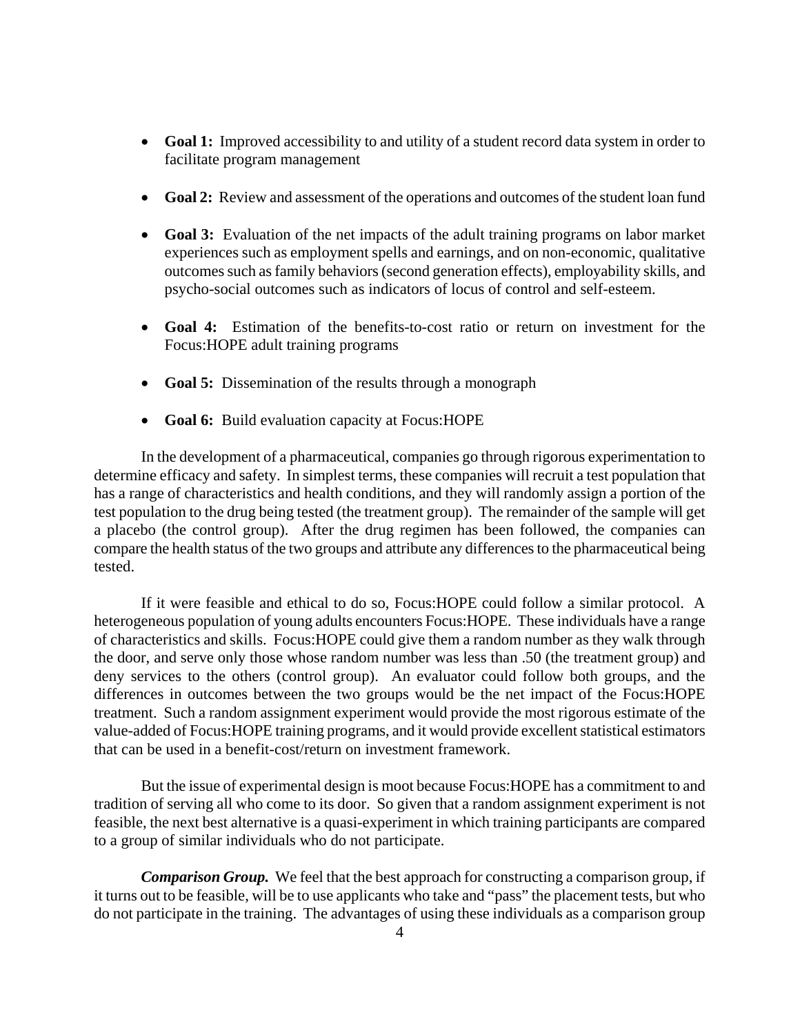- **Goal 1:** Improved accessibility to and utility of a student record data system in order to facilitate program management

- **Goal 2:** Review and assessment of the operations and outcomes of the student loan fund

- **Goal 3:** Evaluation of the net impacts of the adult training programs on labor market experiences such as employment spells and earnings, and on non-economic, qualitative outcomes such as family behaviors (second generation effects), employability skills, and psycho-social outcomes such as indicators of locus of control and self-esteem.

- **Goal 4:** Estimation of the benefits-to-cost ratio or return on investment for the Focus:HOPE adult training programs

- **Goal 5:** Dissemination of the results through a monograph

- **Goal 6:** Build evaluation capacity at Focus:HOPE

In the development of a pharmaceutical, companies go through rigorous experimentation to determine efficacy and safety. In simplest terms, these companies will recruit a test population that has a range of characteristics and health conditions, and they will randomly assign a portion of the test population to the drug being tested (the treatment group). The remainder of the sample will get a placebo (the control group). After the drug regimen has been followed, the companies can compare the health status of the two groups and attribute any differences to the pharmaceutical being tested.

If it were feasible and ethical to do so, Focus:HOPE could follow a similar protocol. A heterogeneous population of young adults encounters Focus:HOPE. These individuals have a range of characteristics and skills. Focus:HOPE could give them a random number as they walk through the door, and serve only those whose random number was less than .50 (the treatment group) and deny services to the others (control group). An evaluator could follow both groups, and the differences in outcomes between the two groups would be the net impact of the Focus:HOPE treatment. Such a random assignment experiment would provide the most rigorous estimate of the value-added of Focus:HOPE training programs, and it would provide excellent statistical estimators that can be used in a benefit-cost/return on investment framework.

But the issue of experimental design is moot because Focus:HOPE has a commitment to and tradition of serving all who come to its door. So given that a random assignment experiment is not feasible, the next best alternative is a quasi-experiment in which training participants are compared to a group of similar individuals who do not participate.

***Comparison Group.*** We feel that the best approach for constructing a comparison group, if it turns out to be feasible, will be to use applicants who take and "pass" the placement tests, but who do not participate in the training. The advantages of using these individuals as a comparison group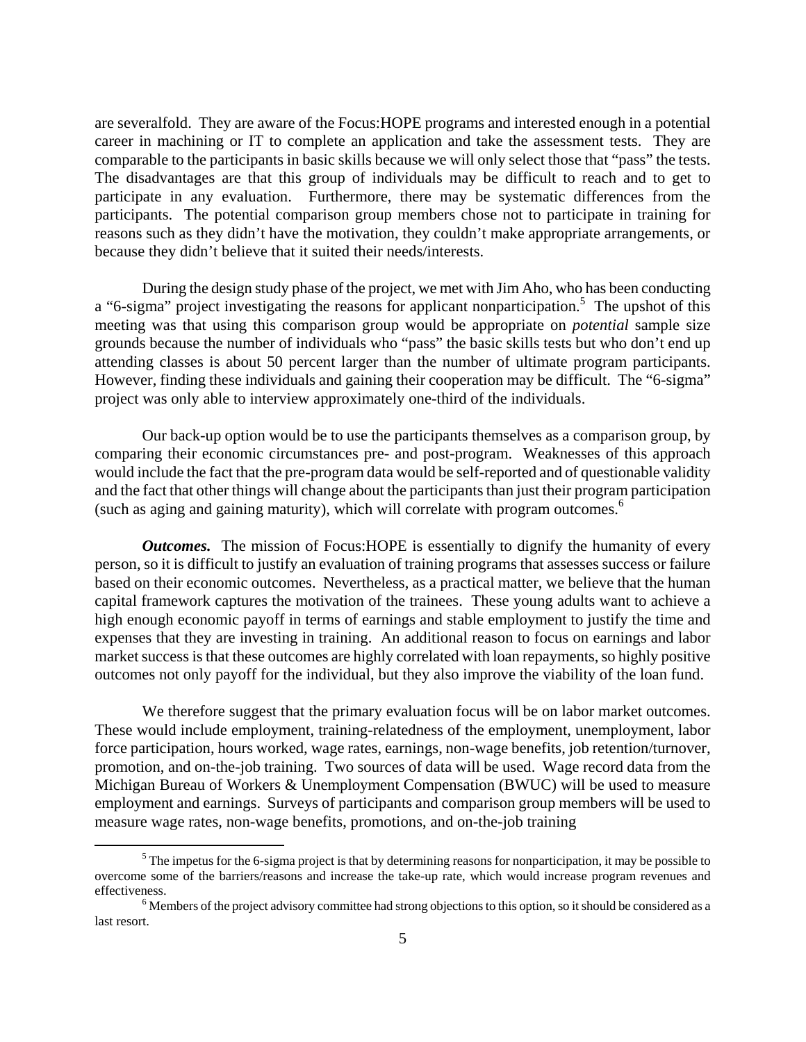are severalfold. They are aware of the Focus:HOPE programs and interested enough in a potential career in machining or IT to complete an application and take the assessment tests. They are comparable to the participants in basic skills because we will only select those that "pass" the tests. The disadvantages are that this group of individuals may be difficult to reach and to get to participate in any evaluation. Furthermore, there may be systematic differences from the participants. The potential comparison group members chose not to participate in training for reasons such as they didn't have the motivation, they couldn't make appropriate arrangements, or because they didn't believe that it suited their needs/interests.

During the design study phase of the project, we met with Jim Aho, who has been conducting a "6-sigma" project investigating the reasons for applicant nonparticipation.[5] The upshot of this meeting was that using this comparison group would be appropriate on *potential* sample size grounds because the number of individuals who "pass" the basic skills tests but who don't end up attending classes is about 50 percent larger than the number of ultimate program participants. However, finding these individuals and gaining their cooperation may be difficult. The "6-sigma" project was only able to interview approximately one-third of the individuals.

Our back-up option would be to use the participants themselves as a comparison group, by comparing their economic circumstances pre- and post-program. Weaknesses of this approach would include the fact that the pre-program data would be self-reported and of questionable validity and the fact that other things will change about the participants than just their program participation (such as aging and gaining maturity), which will correlate with program outcomes.[6]

***Outcomes.*** The mission of Focus:HOPE is essentially to dignify the humanity of every person, so it is difficult to justify an evaluation of training programs that assesses success or failure based on their economic outcomes. Nevertheless, as a practical matter, we believe that the human capital framework captures the motivation of the trainees. These young adults want to achieve a high enough economic payoff in terms of earnings and stable employment to justify the time and expenses that they are investing in training. An additional reason to focus on earnings and labor market success is that these outcomes are highly correlated with loan repayments, so highly positive outcomes not only payoff for the individual, but they also improve the viability of the loan fund.

We therefore suggest that the primary evaluation focus will be on labor market outcomes. These would include employment, training-relatedness of the employment, unemployment, labor force participation, hours worked, wage rates, earnings, non-wage benefits, job retention/turnover, promotion, and on-the-job training. Two sources of data will be used. Wage record data from the Michigan Bureau of Workers & Unemployment Compensation (BWUC) will be used to measure employment and earnings. Surveys of participants and comparison group members will be used to measure wage rates, non-wage benefits, promotions, and on-the-job training

---

[5] The impetus for the 6-sigma project is that by determining reasons for nonparticipation, it may be possible to overcome some of the barriers/reasons and increase the take-up rate, which would increase program revenues and effectiveness.

[6] Members of the project advisory committee had strong objections to this option, so it should be considered as a last resort.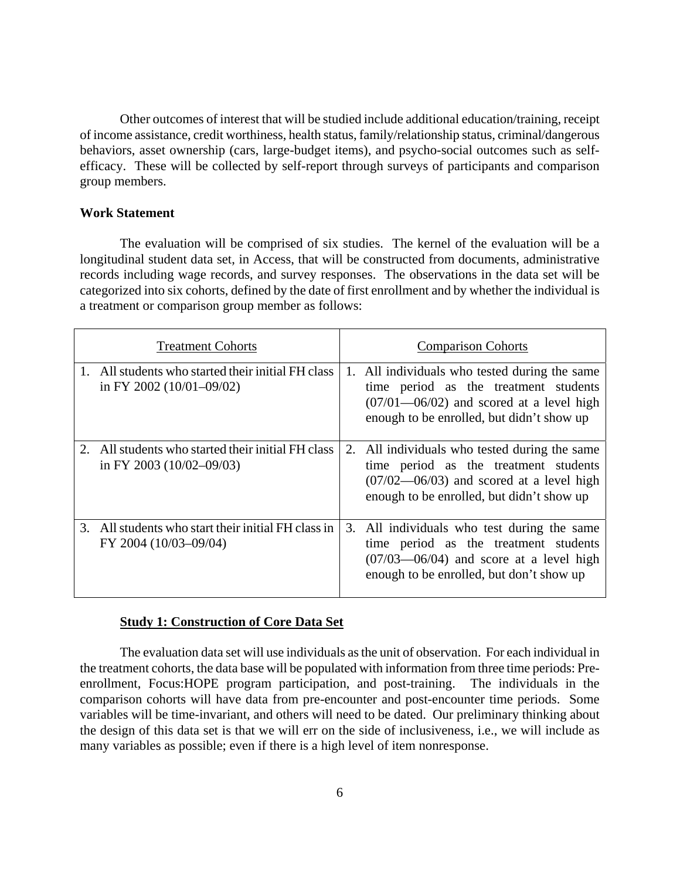Other outcomes of interest that will be studied include additional education/training, receipt of income assistance, credit worthiness, health status, family/relationship status, criminal/dangerous behaviors, asset ownership (cars, large-budget items), and psycho-social outcomes such as self-efficacy. These will be collected by self-report through surveys of participants and comparison group members.

**Work Statement**

The evaluation will be comprised of six studies. The kernel of the evaluation will be a longitudinal student data set, in Access, that will be constructed from documents, administrative records including wage records, and survey responses. The observations in the data set will be categorized into six cohorts, defined by the date of first enrollment and by whether the individual is a treatment or comparison group member as follows:

| Treatment Cohorts | Comparison Cohorts |
|---|---|
| 1. All students who started their initial FH class in FY 2002 (10/01–09/02) | 1. All individuals who tested during the same time period as the treatment students (07/01—06/02) and scored at a level high enough to be enrolled, but didn't show up |
| 2. All students who started their initial FH class in FY 2003 (10/02–09/03) | 2. All individuals who tested during the same time period as the treatment students (07/02—06/03) and scored at a level high enough to be enrolled, but didn't show up |
| 3. All students who start their initial FH class in FY 2004 (10/03–09/04) | 3. All individuals who test during the same time period as the treatment students (07/03—06/04) and score at a level high enough to be enrolled, but don't show up |

**Study 1: Construction of Core Data Set**

The evaluation data set will use individuals as the unit of observation. For each individual in the treatment cohorts, the data base will be populated with information from three time periods: Pre-enrollment, Focus:HOPE program participation, and post-training. The individuals in the comparison cohorts will have data from pre-encounter and post-encounter time periods. Some variables will be time-invariant, and others will need to be dated. Our preliminary thinking about the design of this data set is that we will err on the side of inclusiveness, i.e., we will include as many variables as possible; even if there is a high level of item nonresponse.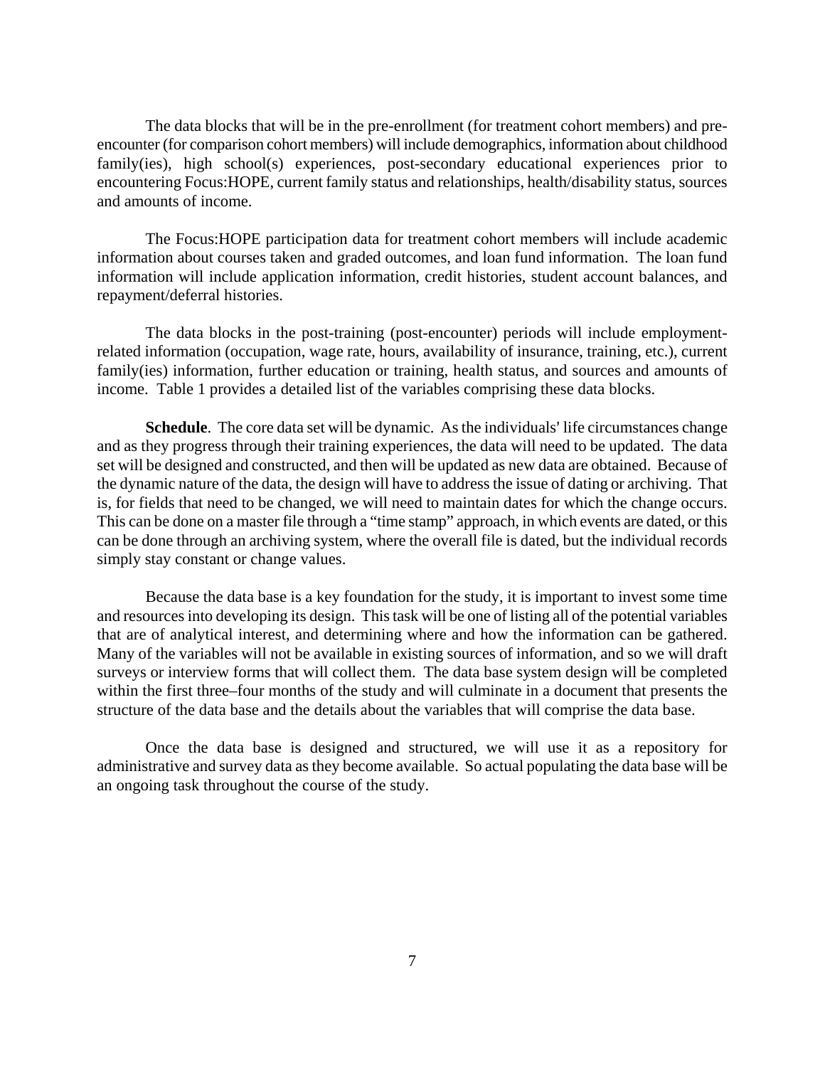The data blocks that will be in the pre-enrollment (for treatment cohort members) and pre-encounter (for comparison cohort members) will include demographics, information about childhood family(ies), high school(s) experiences, post-secondary educational experiences prior to encountering Focus:HOPE, current family status and relationships, health/disability status, sources and amounts of income.

The Focus:HOPE participation data for treatment cohort members will include academic information about courses taken and graded outcomes, and loan fund information. The loan fund information will include application information, credit histories, student account balances, and repayment/deferral histories.

The data blocks in the post-training (post-encounter) periods will include employment-related information (occupation, wage rate, hours, availability of insurance, training, etc.), current family(ies) information, further education or training, health status, and sources and amounts of income. Table 1 provides a detailed list of the variables comprising these data blocks.

**Schedule**. The core data set will be dynamic. As the individuals' life circumstances change and as they progress through their training experiences, the data will need to be updated. The data set will be designed and constructed, and then will be updated as new data are obtained. Because of the dynamic nature of the data, the design will have to address the issue of dating or archiving. That is, for fields that need to be changed, we will need to maintain dates for which the change occurs. This can be done on a master file through a "time stamp" approach, in which events are dated, or this can be done through an archiving system, where the overall file is dated, but the individual records simply stay constant or change values.

Because the data base is a key foundation for the study, it is important to invest some time and resources into developing its design. This task will be one of listing all of the potential variables that are of analytical interest, and determining where and how the information can be gathered. Many of the variables will not be available in existing sources of information, and so we will draft surveys or interview forms that will collect them. The data base system design will be completed within the first three–four months of the study and will culminate in a document that presents the structure of the data base and the details about the variables that will comprise the data base.

Once the data base is designed and structured, we will use it as a repository for administrative and survey data as they become available. So actual populating the data base will be an ongoing task throughout the course of the study.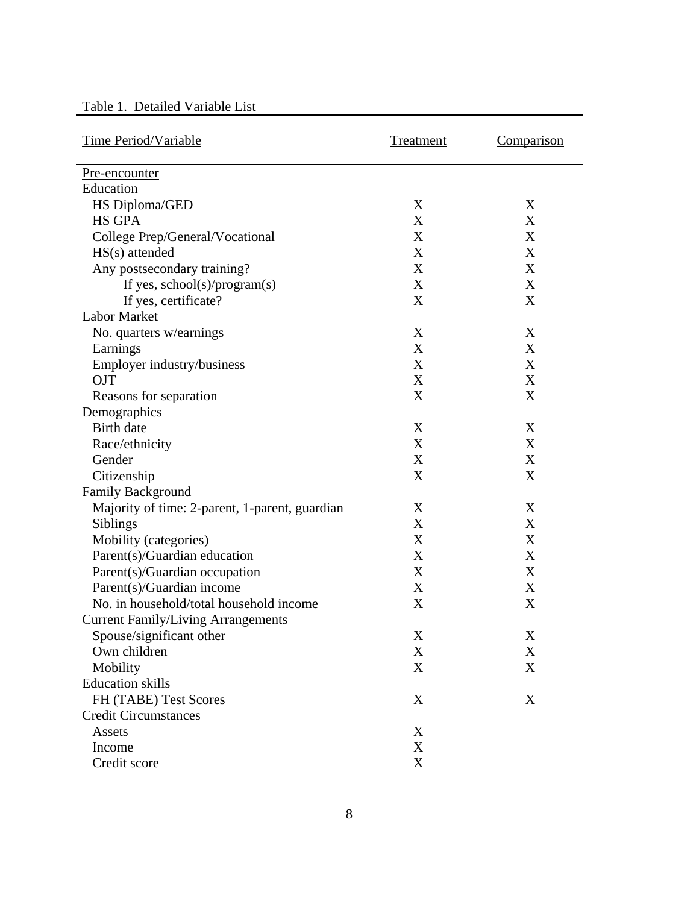Table 1. Detailed Variable List

| Time Period/Variable | Treatment | Comparison |
|---|---|---|
| Pre-encounter | | |
| Education | | |
| HS Diploma/GED | X | X |
| HS GPA | X | X |
| College Prep/General/Vocational | X | X |
| HS(s) attended | X | X |
| Any postsecondary training? | X | X |
| If yes, school(s)/program(s) | X | X |
| If yes, certificate? | X | X |
| Labor Market | | |
| No. quarters w/earnings | X | X |
| Earnings | X | X |
| Employer industry/business | X | X |
| OJT | X | X |
| Reasons for separation | X | X |
| Demographics | | |
| Birth date | X | X |
| Race/ethnicity | X | X |
| Gender | X | X |
| Citizenship | X | X |
| Family Background | | |
| Majority of time: 2-parent, 1-parent, guardian | X | X |
| Siblings | X | X |
| Mobility (categories) | X | X |
| Parent(s)/Guardian education | X | X |
| Parent(s)/Guardian occupation | X | X |
| Parent(s)/Guardian income | X | X |
| No. in household/total household income | X | X |
| Current Family/Living Arrangements | | |
| Spouse/significant other | X | X |
| Own children | X | X |
| Mobility | X | X |
| Education skills | | |
| FH (TABE) Test Scores | X | X |
| Credit Circumstances | | |
| Assets | X | |
| Income | X | |
| Credit score | X | |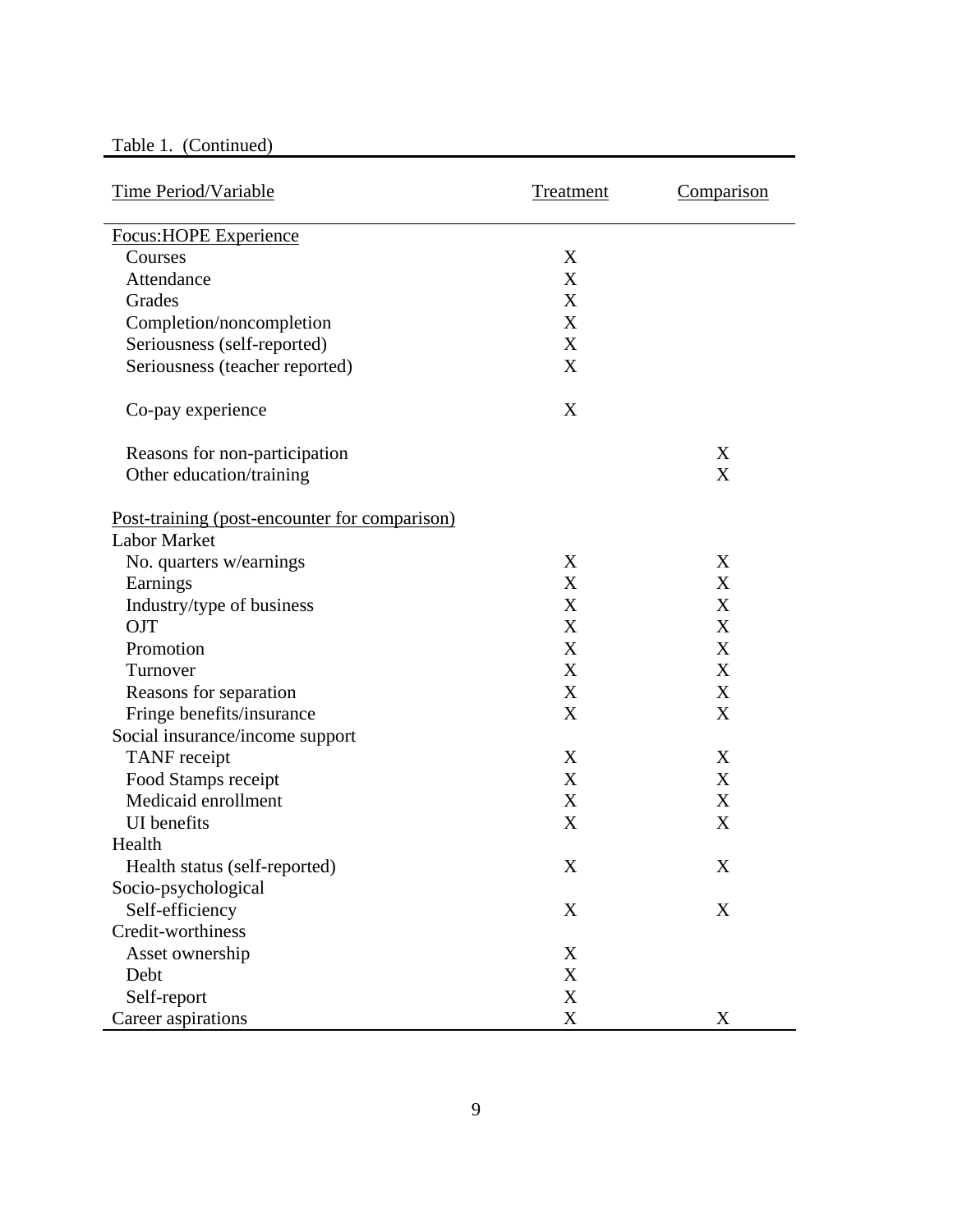Table 1. (Continued)

| Time Period/Variable | Treatment | Comparison |
|---|---|---|
| Focus:HOPE Experience | | |
| Courses | X | |
| Attendance | X | |
| Grades | X | |
| Completion/noncompletion | X | |
| Seriousness (self-reported) | X | |
| Seriousness (teacher reported) | X | |
| Co-pay experience | X | |
| Reasons for non-participation | | X |
| Other education/training | | X |
| Post-training (post-encounter for comparison) | | |
| Labor Market | | |
| No. quarters w/earnings | X | X |
| Earnings | X | X |
| Industry/type of business | X | X |
| OJT | X | X |
| Promotion | X | X |
| Turnover | X | X |
| Reasons for separation | X | X |
| Fringe benefits/insurance | X | X |
| Social insurance/income support | | |
| TANF receipt | X | X |
| Food Stamps receipt | X | X |
| Medicaid enrollment | X | X |
| UI benefits | X | X |
| Health | | |
| Health status (self-reported) | X | X |
| Socio-psychological | | |
| Self-efficiency | X | X |
| Credit-worthiness | | |
| Asset ownership | X | |
| Debt | X | |
| Self-report | X | |
| Career aspirations | X | X |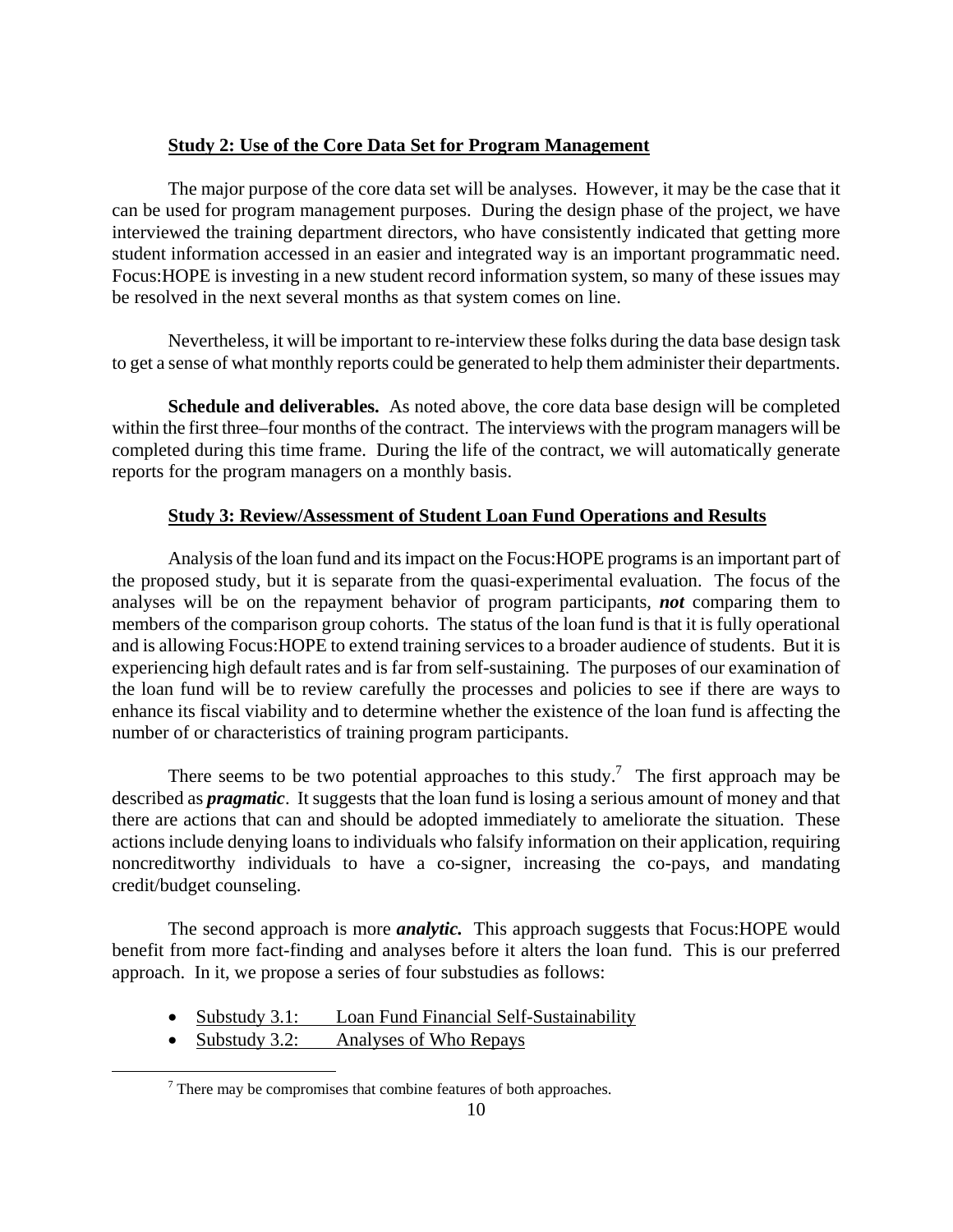**Study 2: Use of the Core Data Set for Program Management**

The major purpose of the core data set will be analyses. However, it may be the case that it can be used for program management purposes. During the design phase of the project, we have interviewed the training department directors, who have consistently indicated that getting more student information accessed in an easier and integrated way is an important programmatic need. Focus:HOPE is investing in a new student record information system, so many of these issues may be resolved in the next several months as that system comes on line.

Nevertheless, it will be important to re-interview these folks during the data base design task to get a sense of what monthly reports could be generated to help them administer their departments.

**Schedule and deliverables.** As noted above, the core data base design will be completed within the first three–four months of the contract. The interviews with the program managers will be completed during this time frame. During the life of the contract, we will automatically generate reports for the program managers on a monthly basis.

**Study 3: Review/Assessment of Student Loan Fund Operations and Results**

Analysis of the loan fund and its impact on the Focus:HOPE programs is an important part of the proposed study, but it is separate from the quasi-experimental evaluation. The focus of the analyses will be on the repayment behavior of program participants, ***not*** comparing them to members of the comparison group cohorts. The status of the loan fund is that it is fully operational and is allowing Focus:HOPE to extend training services to a broader audience of students. But it is experiencing high default rates and is far from self-sustaining. The purposes of our examination of the loan fund will be to review carefully the processes and policies to see if there are ways to enhance its fiscal viability and to determine whether the existence of the loan fund is affecting the number of or characteristics of training program participants.

There seems to be two potential approaches to this study.[7] The first approach may be described as ***pragmatic***. It suggests that the loan fund is losing a serious amount of money and that there are actions that can and should be adopted immediately to ameliorate the situation. These actions include denying loans to individuals who falsify information on their application, requiring noncreditworthy individuals to have a co-signer, increasing the co-pays, and mandating credit/budget counseling.

The second approach is more ***analytic.*** This approach suggests that Focus:HOPE would benefit from more fact-finding and analyses before it alters the loan fund. This is our preferred approach. In it, we propose a series of four substudies as follows:

- Substudy 3.1: Loan Fund Financial Self-Sustainability
- Substudy 3.2: Analyses of Who Repays

[7] There may be compromises that combine features of both approaches.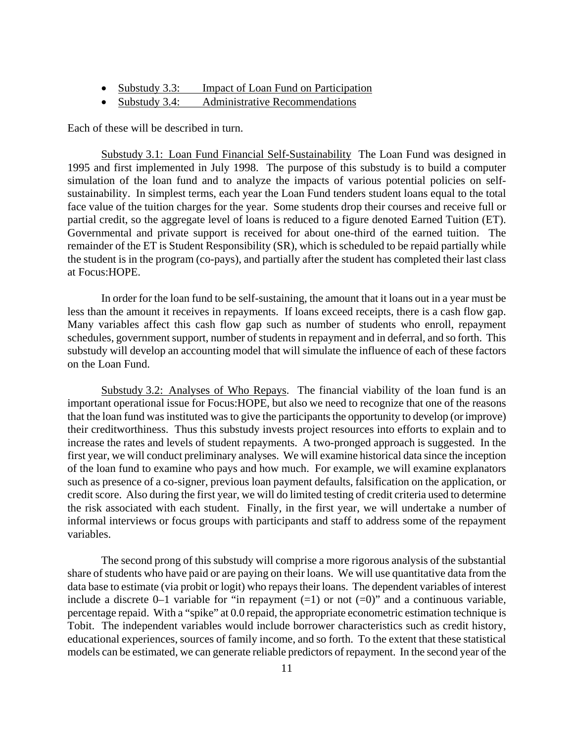- Substudy 3.3: Impact of Loan Fund on Participation
- Substudy 3.4: Administrative Recommendations

Each of these will be described in turn.

Substudy 3.1: Loan Fund Financial Self-Sustainability The Loan Fund was designed in 1995 and first implemented in July 1998. The purpose of this substudy is to build a computer simulation of the loan fund and to analyze the impacts of various potential policies on self-sustainability. In simplest terms, each year the Loan Fund tenders student loans equal to the total face value of the tuition charges for the year. Some students drop their courses and receive full or partial credit, so the aggregate level of loans is reduced to a figure denoted Earned Tuition (ET). Governmental and private support is received for about one-third of the earned tuition. The remainder of the ET is Student Responsibility (SR), which is scheduled to be repaid partially while the student is in the program (co-pays), and partially after the student has completed their last class at Focus:HOPE.

In order for the loan fund to be self-sustaining, the amount that it loans out in a year must be less than the amount it receives in repayments. If loans exceed receipts, there is a cash flow gap. Many variables affect this cash flow gap such as number of students who enroll, repayment schedules, government support, number of students in repayment and in deferral, and so forth. This substudy will develop an accounting model that will simulate the influence of each of these factors on the Loan Fund.

Substudy 3.2: Analyses of Who Repays. The financial viability of the loan fund is an important operational issue for Focus:HOPE, but also we need to recognize that one of the reasons that the loan fund was instituted was to give the participants the opportunity to develop (or improve) their creditworthiness. Thus this substudy invests project resources into efforts to explain and to increase the rates and levels of student repayments. A two-pronged approach is suggested. In the first year, we will conduct preliminary analyses. We will examine historical data since the inception of the loan fund to examine who pays and how much. For example, we will examine explanators such as presence of a co-signer, previous loan payment defaults, falsification on the application, or credit score. Also during the first year, we will do limited testing of credit criteria used to determine the risk associated with each student. Finally, in the first year, we will undertake a number of informal interviews or focus groups with participants and staff to address some of the repayment variables.

The second prong of this substudy will comprise a more rigorous analysis of the substantial share of students who have paid or are paying on their loans. We will use quantitative data from the data base to estimate (via probit or logit) who repays their loans. The dependent variables of interest include a discrete 0–1 variable for "in repayment (=1) or not (=0)" and a continuous variable, percentage repaid. With a "spike" at 0.0 repaid, the appropriate econometric estimation technique is Tobit. The independent variables would include borrower characteristics such as credit history, educational experiences, sources of family income, and so forth. To the extent that these statistical models can be estimated, we can generate reliable predictors of repayment. In the second year of the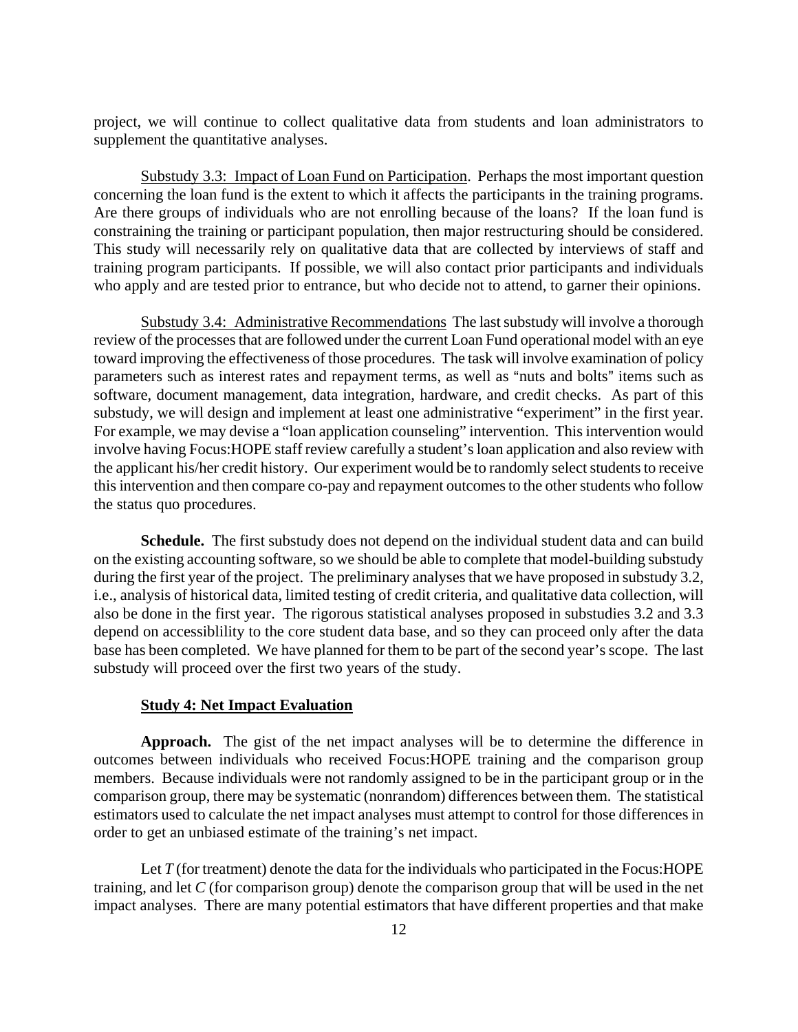project, we will continue to collect qualitative data from students and loan administrators to supplement the quantitative analyses.

Substudy 3.3: Impact of Loan Fund on Participation. Perhaps the most important question concerning the loan fund is the extent to which it affects the participants in the training programs. Are there groups of individuals who are not enrolling because of the loans? If the loan fund is constraining the training or participant population, then major restructuring should be considered. This study will necessarily rely on qualitative data that are collected by interviews of staff and training program participants. If possible, we will also contact prior participants and individuals who apply and are tested prior to entrance, but who decide not to attend, to garner their opinions.

Substudy 3.4: Administrative Recommendations The last substudy will involve a thorough review of the processes that are followed under the current Loan Fund operational model with an eye toward improving the effectiveness of those procedures. The task will involve examination of policy parameters such as interest rates and repayment terms, as well as "nuts and bolts" items such as software, document management, data integration, hardware, and credit checks. As part of this substudy, we will design and implement at least one administrative "experiment" in the first year. For example, we may devise a "loan application counseling" intervention. This intervention would involve having Focus:HOPE staff review carefully a student's loan application and also review with the applicant his/her credit history. Our experiment would be to randomly select students to receive this intervention and then compare co-pay and repayment outcomes to the other students who follow the status quo procedures.

**Schedule.** The first substudy does not depend on the individual student data and can build on the existing accounting software, so we should be able to complete that model-building substudy during the first year of the project. The preliminary analyses that we have proposed in substudy 3.2, i.e., analysis of historical data, limited testing of credit criteria, and qualitative data collection, will also be done in the first year. The rigorous statistical analyses proposed in substudies 3.2 and 3.3 depend on accessiblility to the core student data base, and so they can proceed only after the data base has been completed. We have planned for them to be part of the second year's scope. The last substudy will proceed over the first two years of the study.

**Study 4: Net Impact Evaluation**

**Approach.** The gist of the net impact analyses will be to determine the difference in outcomes between individuals who received Focus:HOPE training and the comparison group members. Because individuals were not randomly assigned to be in the participant group or in the comparison group, there may be systematic (nonrandom) differences between them. The statistical estimators used to calculate the net impact analyses must attempt to control for those differences in order to get an unbiased estimate of the training's net impact.

Let $T$ (for treatment) denote the data for the individuals who participated in the Focus:HOPE training, and let $C$ (for comparison group) denote the comparison group that will be used in the net impact analyses. There are many potential estimators that have different properties and that make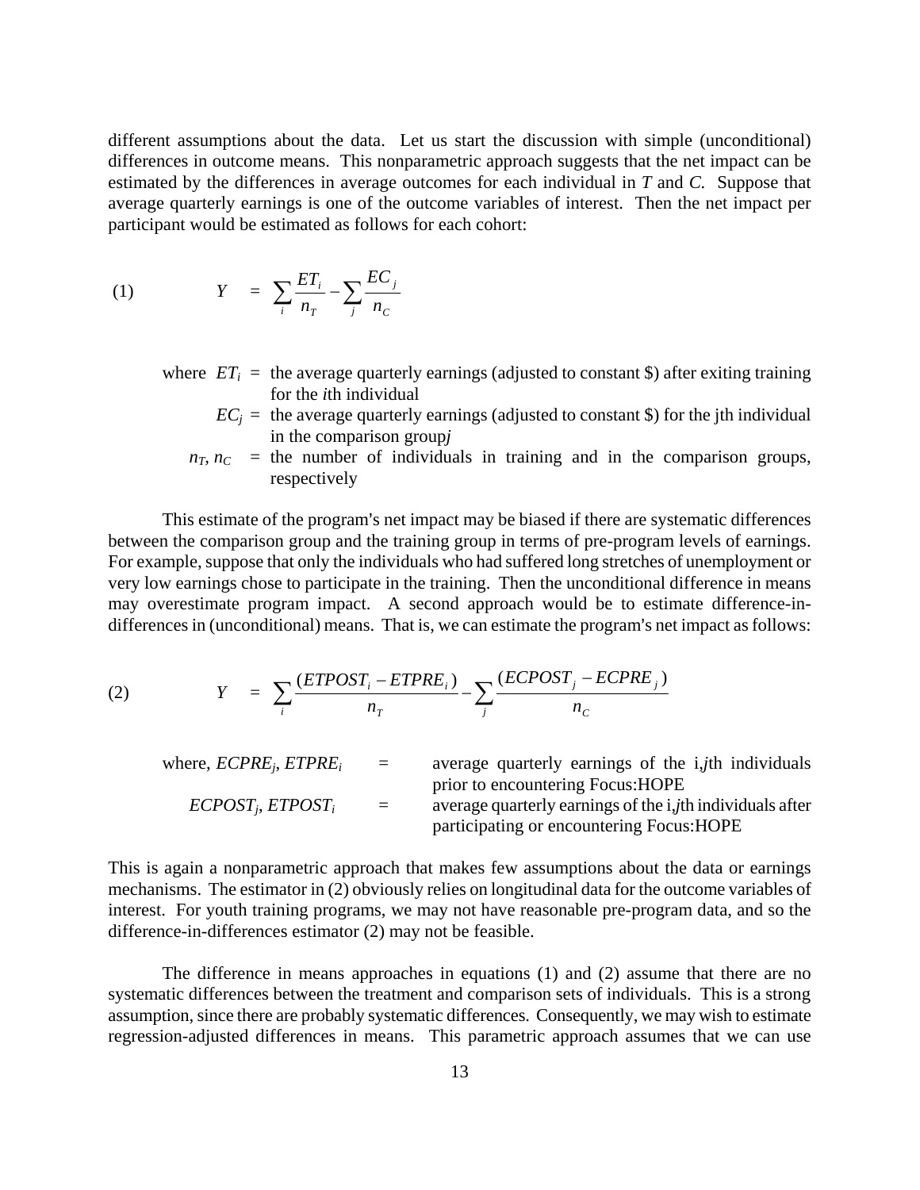different assumptions about the data. Let us start the discussion with simple (unconditional) differences in outcome means. This nonparametric approach suggests that the net impact can be estimated by the differences in average outcomes for each individual in *T* and *C*. Suppose that average quarterly earnings is one of the outcome variables of interest. Then the net impact per participant would be estimated as follows for each cohort:

$$(1) \qquad Y = \sum_i \frac{ET_i}{n_T} - \sum_j \frac{EC_j}{n_C}$$

where $ET_i$ = the average quarterly earnings (adjusted to constant \$) after exiting training for the *i*th individual

$EC_j$ = the average quarterly earnings (adjusted to constant \$) for the jth individual in the comparison group*j*

$n_T, n_C$ = the number of individuals in training and in the comparison groups, respectively

This estimate of the program's net impact may be biased if there are systematic differences between the comparison group and the training group in terms of pre-program levels of earnings. For example, suppose that only the individuals who had suffered long stretches of unemployment or very low earnings chose to participate in the training. Then the unconditional difference in means may overestimate program impact. A second approach would be to estimate difference-in-differences in (unconditional) means. That is, we can estimate the program's net impact as follows:

$$(2) \qquad Y = \sum_i \frac{(ETPOST_i - ETPRE_i)}{n_T} - \sum_j \frac{(ECPOST_j - ECPRE_j)}{n_C}$$

where, $ECPRE_j$, $ETPRE_i$ = average quarterly earnings of the i,*j*th individuals prior to encountering Focus:HOPE

$ECPOST_j$, $ETPOST_i$ = average quarterly earnings of the i,*j*th individuals after participating or encountering Focus:HOPE

This is again a nonparametric approach that makes few assumptions about the data or earnings mechanisms. The estimator in (2) obviously relies on longitudinal data for the outcome variables of interest. For youth training programs, we may not have reasonable pre-program data, and so the difference-in-differences estimator (2) may not be feasible.

The difference in means approaches in equations (1) and (2) assume that there are no systematic differences between the treatment and comparison sets of individuals. This is a strong assumption, since there are probably systematic differences. Consequently, we may wish to estimate regression-adjusted differences in means. This parametric approach assumes that we can use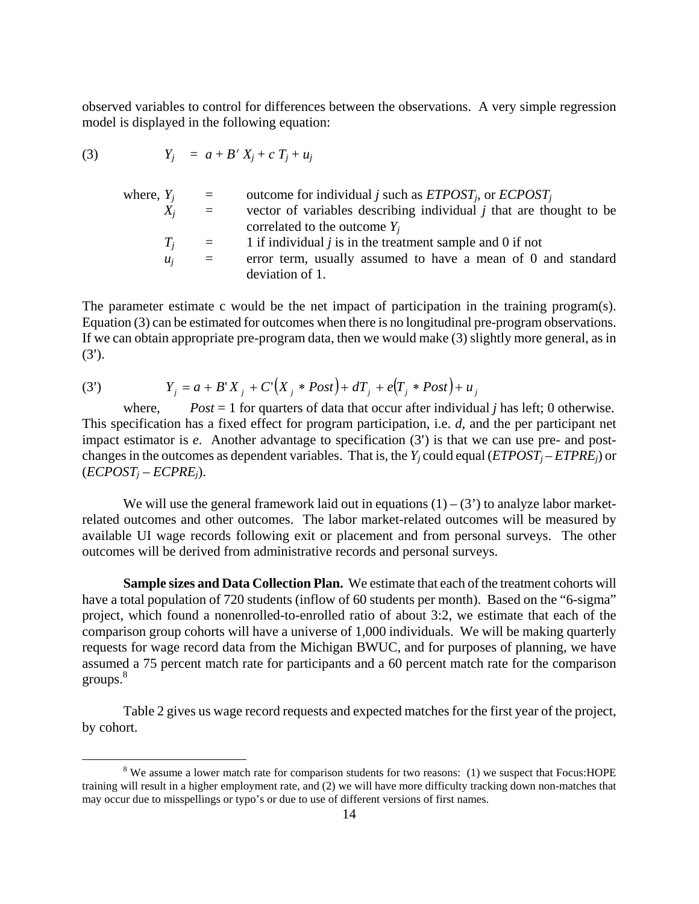observed variables to control for differences between the observations. A very simple regression model is displayed in the following equation:

$$(3) \qquad Y_j \;=\; a + B'\, X_j + c\, T_j + u_j$$

where,
- $Y_j$ = outcome for individual $j$ such as $ETPOST_j$, or $ECPOST_j$
- $X_j$ = vector of variables describing individual $j$ that are thought to be correlated to the outcome $Y_j$
- $T_j$ = 1 if individual $j$ is in the treatment sample and 0 if not
- $u_j$ = error term, usually assumed to have a mean of 0 and standard deviation of 1.

The parameter estimate c would be the net impact of participation in the training program(s). Equation (3) can be estimated for outcomes when there is no longitudinal pre-program observations. If we can obtain appropriate pre-program data, then we would make (3) slightly more general, as in (3').

$$(3') \qquad Y_j = a + B' X_j + C'\left(X_j * Post\right) + dT_j + e\left(T_j * Post\right) + u_j$$

where, $Post$ = 1 for quarters of data that occur after individual $j$ has left; 0 otherwise. This specification has a fixed effect for program participation, i.e. $d$, and the per participant net impact estimator is $e$. Another advantage to specification (3') is that we can use pre- and post-changes in the outcomes as dependent variables. That is, the $Y_j$ could equal ($ETPOST_j - ETPRE_j$) or ($ECPOST_j - ECPRE_j$).

We will use the general framework laid out in equations (1) – (3') to analyze labor market-related outcomes and other outcomes. The labor market-related outcomes will be measured by available UI wage records following exit or placement and from personal surveys. The other outcomes will be derived from administrative records and personal surveys.

**Sample sizes and Data Collection Plan.** We estimate that each of the treatment cohorts will have a total population of 720 students (inflow of 60 students per month). Based on the "6-sigma" project, which found a nonenrolled-to-enrolled ratio of about 3:2, we estimate that each of the comparison group cohorts will have a universe of 1,000 individuals. We will be making quarterly requests for wage record data from the Michigan BWUC, and for purposes of planning, we have assumed a 75 percent match rate for participants and a 60 percent match rate for the comparison groups.[8]

Table 2 gives us wage record requests and expected matches for the first year of the project, by cohort.

[8] We assume a lower match rate for comparison students for two reasons: (1) we suspect that Focus:HOPE training will result in a higher employment rate, and (2) we will have more difficulty tracking down non-matches that may occur due to misspellings or typo's or due to use of different versions of first names.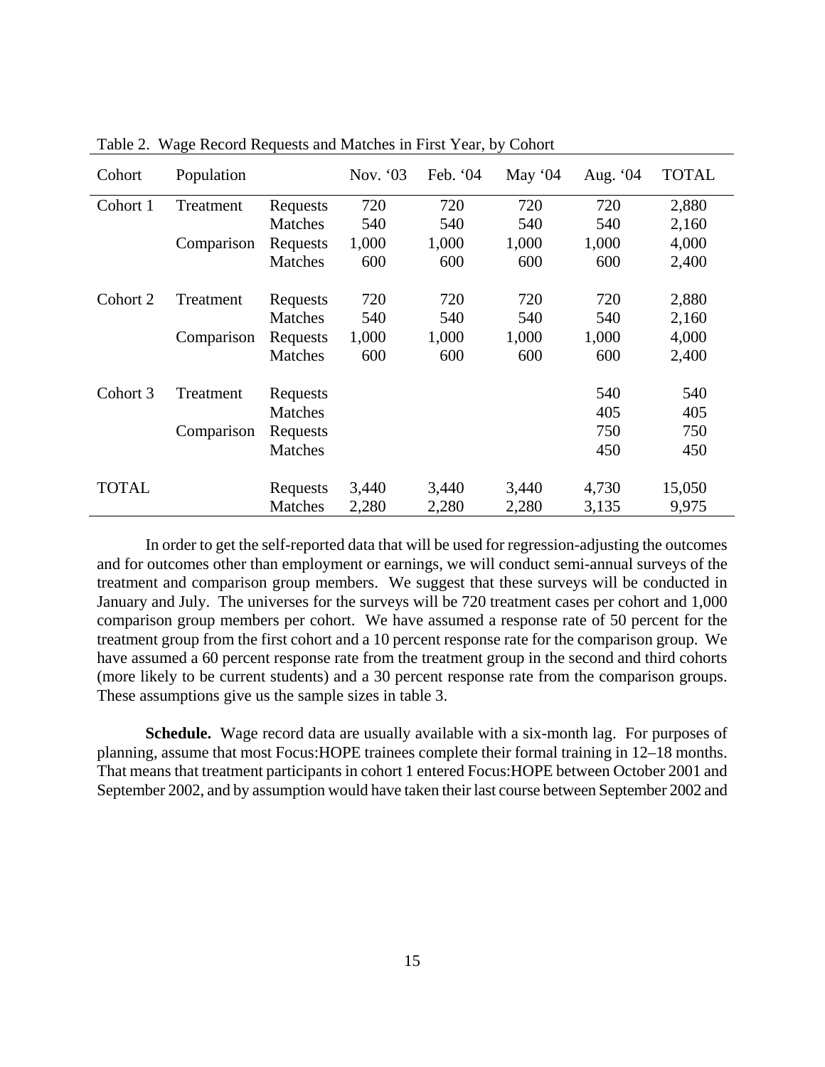Table 2. Wage Record Requests and Matches in First Year, by Cohort

| Cohort | Population | | Nov. '03 | Feb. '04 | May '04 | Aug. '04 | TOTAL |
|---|---|---|---|---|---|---|---|
| Cohort 1 | Treatment | Requests | 720 | 720 | 720 | 720 | 2,880 |
| | | Matches | 540 | 540 | 540 | 540 | 2,160 |
| | Comparison | Requests | 1,000 | 1,000 | 1,000 | 1,000 | 4,000 |
| | | Matches | 600 | 600 | 600 | 600 | 2,400 |
| Cohort 2 | Treatment | Requests | 720 | 720 | 720 | 720 | 2,880 |
| | | Matches | 540 | 540 | 540 | 540 | 2,160 |
| | Comparison | Requests | 1,000 | 1,000 | 1,000 | 1,000 | 4,000 |
| | | Matches | 600 | 600 | 600 | 600 | 2,400 |
| Cohort 3 | Treatment | Requests | | | | 540 | 540 |
| | | Matches | | | | 405 | 405 |
| | Comparison | Requests | | | | 750 | 750 |
| | | Matches | | | | 450 | 450 |
| TOTAL | | Requests | 3,440 | 3,440 | 3,440 | 4,730 | 15,050 |
| | | Matches | 2,280 | 2,280 | 2,280 | 3,135 | 9,975 |

In order to get the self-reported data that will be used for regression-adjusting the outcomes and for outcomes other than employment or earnings, we will conduct semi-annual surveys of the treatment and comparison group members. We suggest that these surveys will be conducted in January and July. The universes for the surveys will be 720 treatment cases per cohort and 1,000 comparison group members per cohort. We have assumed a response rate of 50 percent for the treatment group from the first cohort and a 10 percent response rate for the comparison group. We have assumed a 60 percent response rate from the treatment group in the second and third cohorts (more likely to be current students) and a 30 percent response rate from the comparison groups. These assumptions give us the sample sizes in table 3.

**Schedule.** Wage record data are usually available with a six-month lag. For purposes of planning, assume that most Focus:HOPE trainees complete their formal training in 12–18 months. That means that treatment participants in cohort 1 entered Focus:HOPE between October 2001 and September 2002, and by assumption would have taken their last course between September 2002 and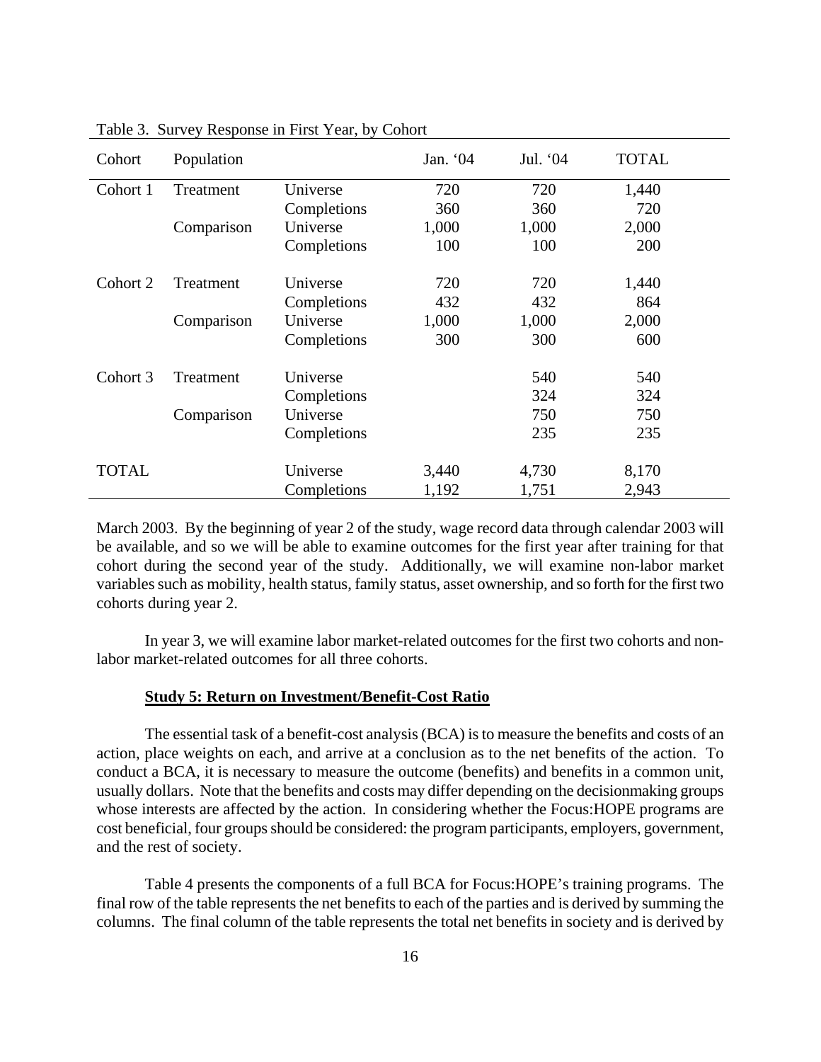Table 3. Survey Response in First Year, by Cohort

| Cohort | Population | | Jan. '04 | Jul. '04 | TOTAL |
|---|---|---|---|---|---|
| Cohort 1 | Treatment | Universe | 720 | 720 | 1,440 |
| | | Completions | 360 | 360 | 720 |
| | Comparison | Universe | 1,000 | 1,000 | 2,000 |
| | | Completions | 100 | 100 | 200 |
| Cohort 2 | Treatment | Universe | 720 | 720 | 1,440 |
| | | Completions | 432 | 432 | 864 |
| | Comparison | Universe | 1,000 | 1,000 | 2,000 |
| | | Completions | 300 | 300 | 600 |
| Cohort 3 | Treatment | Universe | | 540 | 540 |
| | | Completions | | 324 | 324 |
| | Comparison | Universe | | 750 | 750 |
| | | Completions | | 235 | 235 |
| TOTAL | | Universe | 3,440 | 4,730 | 8,170 |
| | | Completions | 1,192 | 1,751 | 2,943 |

March 2003. By the beginning of year 2 of the study, wage record data through calendar 2003 will be available, and so we will be able to examine outcomes for the first year after training for that cohort during the second year of the study. Additionally, we will examine non-labor market variables such as mobility, health status, family status, asset ownership, and so forth for the first two cohorts during year 2.

In year 3, we will examine labor market-related outcomes for the first two cohorts and non-labor market-related outcomes for all three cohorts.

**Study 5: Return on Investment/Benefit-Cost Ratio**

The essential task of a benefit-cost analysis (BCA) is to measure the benefits and costs of an action, place weights on each, and arrive at a conclusion as to the net benefits of the action. To conduct a BCA, it is necessary to measure the outcome (benefits) and benefits in a common unit, usually dollars. Note that the benefits and costs may differ depending on the decisionmaking groups whose interests are affected by the action. In considering whether the Focus:HOPE programs are cost beneficial, four groups should be considered: the program participants, employers, government, and the rest of society.

Table 4 presents the components of a full BCA for Focus:HOPE's training programs. The final row of the table represents the net benefits to each of the parties and is derived by summing the columns. The final column of the table represents the total net benefits in society and is derived by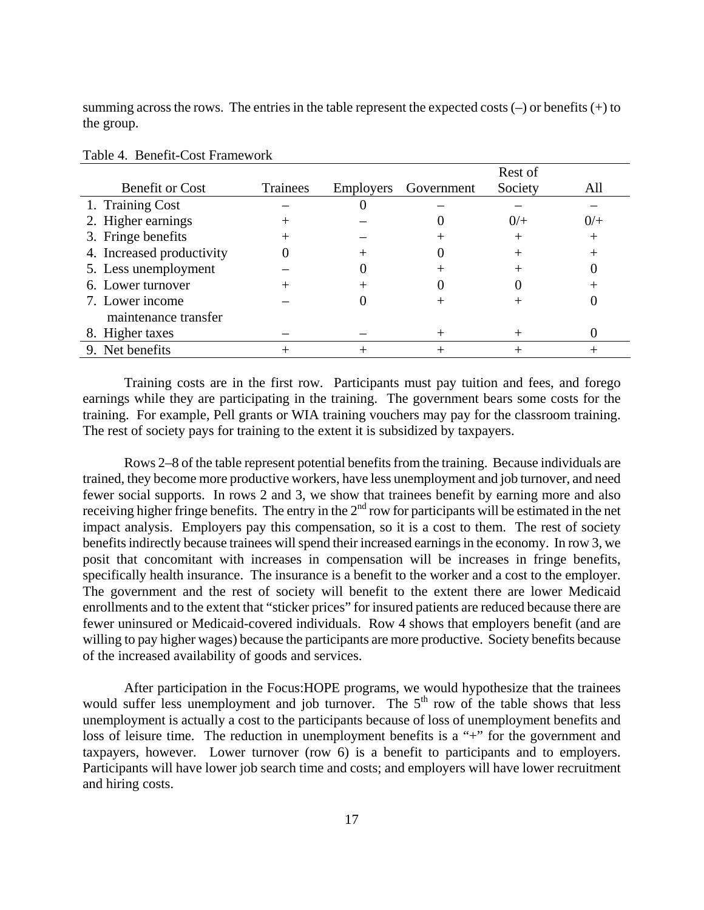summing across the rows. The entries in the table represent the expected costs (–) or benefits (+) to the group.

Table 4. Benefit-Cost Framework

| Benefit or Cost | Trainees | Employers | Government | Rest of Society | All |
|---|---|---|---|---|---|
| 1. Training Cost | – | 0 | – | – | – |
| 2. Higher earnings | + | – | 0 | 0/+ | 0/+ |
| 3. Fringe benefits | + | – | + | + | + |
| 4. Increased productivity | 0 | + | 0 | + | + |
| 5. Less unemployment | – | 0 | + | + | 0 |
| 6. Lower turnover | + | + | 0 | 0 | + |
| 7. Lower income maintenance transfer | – | 0 | + | + | 0 |
| 8. Higher taxes | – | – | + | + | 0 |
| 9. Net benefits | + | + | + | + | + |

Training costs are in the first row. Participants must pay tuition and fees, and forego earnings while they are participating in the training. The government bears some costs for the training. For example, Pell grants or WIA training vouchers may pay for the classroom training. The rest of society pays for training to the extent it is subsidized by taxpayers.

Rows 2–8 of the table represent potential benefits from the training. Because individuals are trained, they become more productive workers, have less unemployment and job turnover, and need fewer social supports. In rows 2 and 3, we show that trainees benefit by earning more and also receiving higher fringe benefits. The entry in the 2nd row for participants will be estimated in the net impact analysis. Employers pay this compensation, so it is a cost to them. The rest of society benefits indirectly because trainees will spend their increased earnings in the economy. In row 3, we posit that concomitant with increases in compensation will be increases in fringe benefits, specifically health insurance. The insurance is a benefit to the worker and a cost to the employer. The government and the rest of society will benefit to the extent there are lower Medicaid enrollments and to the extent that "sticker prices" for insured patients are reduced because there are fewer uninsured or Medicaid-covered individuals. Row 4 shows that employers benefit (and are willing to pay higher wages) because the participants are more productive. Society benefits because of the increased availability of goods and services.

After participation in the Focus:HOPE programs, we would hypothesize that the trainees would suffer less unemployment and job turnover. The 5th row of the table shows that less unemployment is actually a cost to the participants because of loss of unemployment benefits and loss of leisure time. The reduction in unemployment benefits is a "+" for the government and taxpayers, however. Lower turnover (row 6) is a benefit to participants and to employers. Participants will have lower job search time and costs; and employers will have lower recruitment and hiring costs.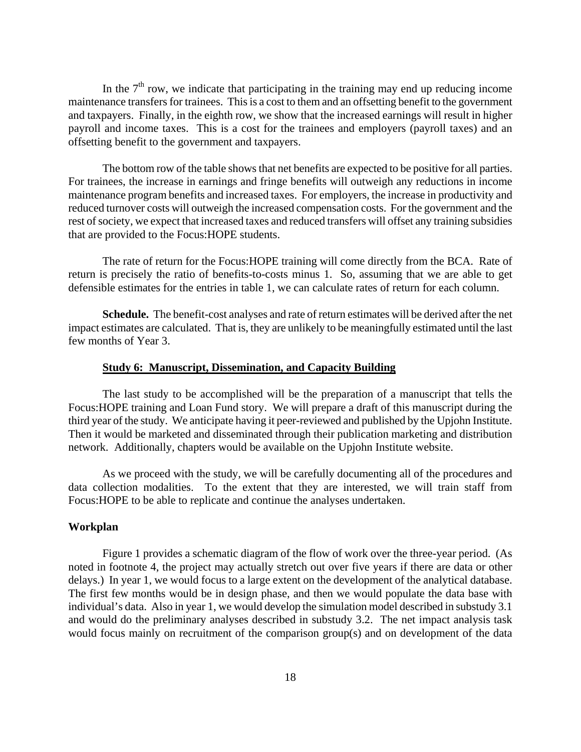In the 7th row, we indicate that participating in the training may end up reducing income maintenance transfers for trainees. This is a cost to them and an offsetting benefit to the government and taxpayers. Finally, in the eighth row, we show that the increased earnings will result in higher payroll and income taxes. This is a cost for the trainees and employers (payroll taxes) and an offsetting benefit to the government and taxpayers.

The bottom row of the table shows that net benefits are expected to be positive for all parties. For trainees, the increase in earnings and fringe benefits will outweigh any reductions in income maintenance program benefits and increased taxes. For employers, the increase in productivity and reduced turnover costs will outweigh the increased compensation costs. For the government and the rest of society, we expect that increased taxes and reduced transfers will offset any training subsidies that are provided to the Focus:HOPE students.

The rate of return for the Focus:HOPE training will come directly from the BCA. Rate of return is precisely the ratio of benefits-to-costs minus 1. So, assuming that we are able to get defensible estimates for the entries in table 1, we can calculate rates of return for each column.

**Schedule.** The benefit-cost analyses and rate of return estimates will be derived after the net impact estimates are calculated. That is, they are unlikely to be meaningfully estimated until the last few months of Year 3.

### Study 6: Manuscript, Dissemination, and Capacity Building

The last study to be accomplished will be the preparation of a manuscript that tells the Focus:HOPE training and Loan Fund story. We will prepare a draft of this manuscript during the third year of the study. We anticipate having it peer-reviewed and published by the Upjohn Institute. Then it would be marketed and disseminated through their publication marketing and distribution network. Additionally, chapters would be available on the Upjohn Institute website.

As we proceed with the study, we will be carefully documenting all of the procedures and data collection modalities. To the extent that they are interested, we will train staff from Focus:HOPE to be able to replicate and continue the analyses undertaken.

## Workplan

Figure 1 provides a schematic diagram of the flow of work over the three-year period. (As noted in footnote 4, the project may actually stretch out over five years if there are data or other delays.) In year 1, we would focus to a large extent on the development of the analytical database. The first few months would be in design phase, and then we would populate the data base with individual's data. Also in year 1, we would develop the simulation model described in substudy 3.1 and would do the preliminary analyses described in substudy 3.2. The net impact analysis task would focus mainly on recruitment of the comparison group(s) and on development of the data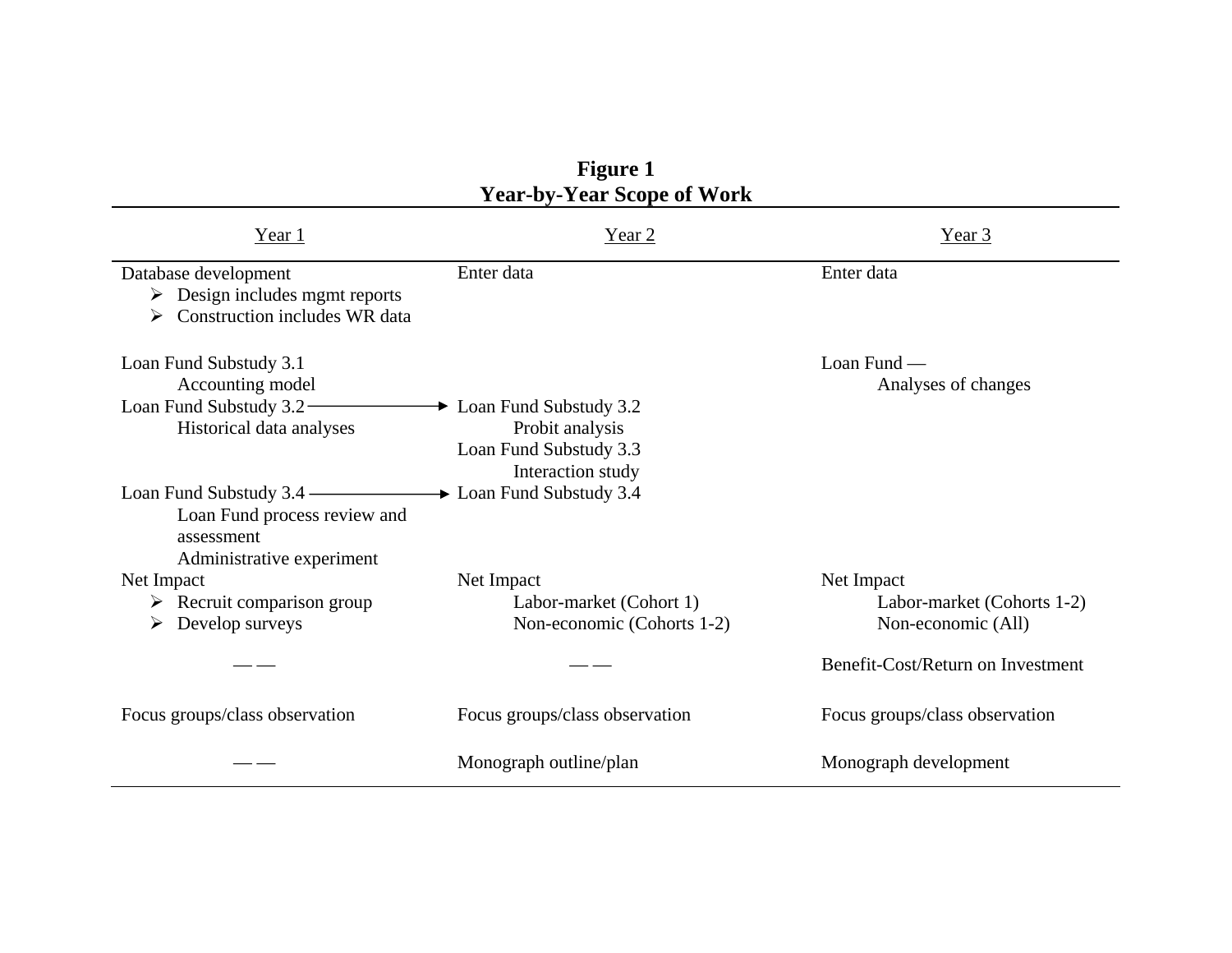**Figure 1**
**Year-by-Year Scope of Work**

| Year 1 | Year 2 | Year 3 |
|---|---|---|
| Database development<br>➢ Design includes mgmt reports<br>➢ Construction includes WR data | Enter data | Enter data |
| Loan Fund Substudy 3.1<br>Accounting model | | Loan Fund —<br>Analyses of changes |
| Loan Fund Substudy 3.2 →<br>Historical data analyses | Loan Fund Substudy 3.2<br>Probit analysis<br>Loan Fund Substudy 3.3<br>Interaction study | |
| Loan Fund Substudy 3.4 →<br>Loan Fund process review and assessment<br>Administrative experiment | Loan Fund Substudy 3.4 | |
| Net Impact<br>➢ Recruit comparison group<br>➢ Develop surveys | Net Impact<br>Labor-market (Cohort 1)<br>Non-economic (Cohorts 1-2) | Net Impact<br>Labor-market (Cohorts 1-2)<br>Non-economic (All) |
| — — | — — | Benefit-Cost/Return on Investment |
| Focus groups/class observation | Focus groups/class observation | Focus groups/class observation |
| — — | Monograph outline/plan | Monograph development |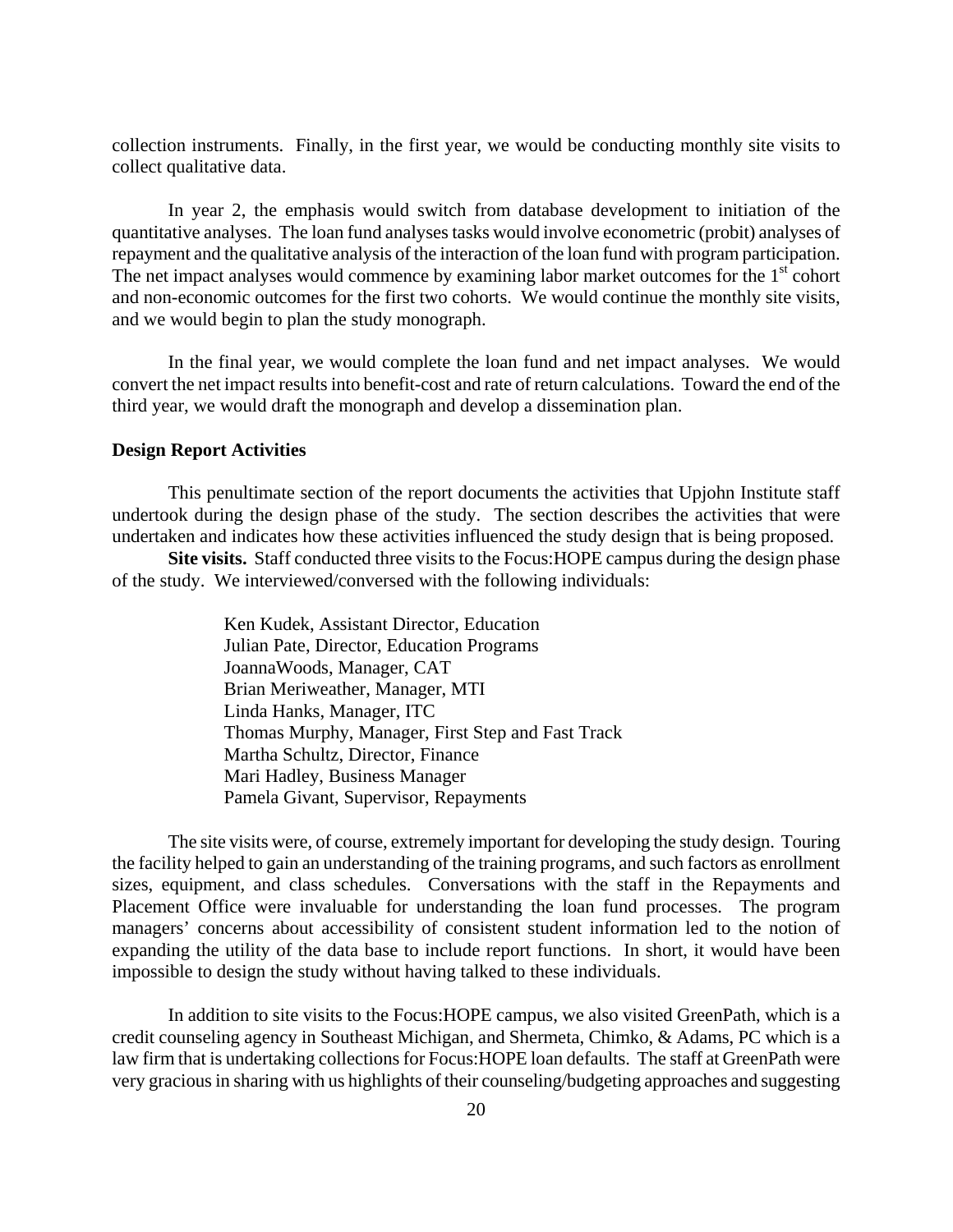collection instruments. Finally, in the first year, we would be conducting monthly site visits to collect qualitative data.

In year 2, the emphasis would switch from database development to initiation of the quantitative analyses. The loan fund analyses tasks would involve econometric (probit) analyses of repayment and the qualitative analysis of the interaction of the loan fund with program participation. The net impact analyses would commence by examining labor market outcomes for the 1st cohort and non-economic outcomes for the first two cohorts. We would continue the monthly site visits, and we would begin to plan the study monograph.

In the final year, we would complete the loan fund and net impact analyses. We would convert the net impact results into benefit-cost and rate of return calculations. Toward the end of the third year, we would draft the monograph and develop a dissemination plan.

**Design Report Activities**

This penultimate section of the report documents the activities that Upjohn Institute staff undertook during the design phase of the study. The section describes the activities that were undertaken and indicates how these activities influenced the study design that is being proposed.

**Site visits.** Staff conducted three visits to the Focus:HOPE campus during the design phase of the study. We interviewed/conversed with the following individuals:

Ken Kudek, Assistant Director, Education  
Julian Pate, Director, Education Programs  
JoannaWoods, Manager, CAT  
Brian Meriweather, Manager, MTI  
Linda Hanks, Manager, ITC  
Thomas Murphy, Manager, First Step and Fast Track  
Martha Schultz, Director, Finance  
Mari Hadley, Business Manager  
Pamela Givant, Supervisor, Repayments

The site visits were, of course, extremely important for developing the study design. Touring the facility helped to gain an understanding of the training programs, and such factors as enrollment sizes, equipment, and class schedules. Conversations with the staff in the Repayments and Placement Office were invaluable for understanding the loan fund processes. The program managers' concerns about accessibility of consistent student information led to the notion of expanding the utility of the data base to include report functions. In short, it would have been impossible to design the study without having talked to these individuals.

In addition to site visits to the Focus:HOPE campus, we also visited GreenPath, which is a credit counseling agency in Southeast Michigan, and Shermeta, Chimko, & Adams, PC which is a law firm that is undertaking collections for Focus:HOPE loan defaults. The staff at GreenPath were very gracious in sharing with us highlights of their counseling/budgeting approaches and suggesting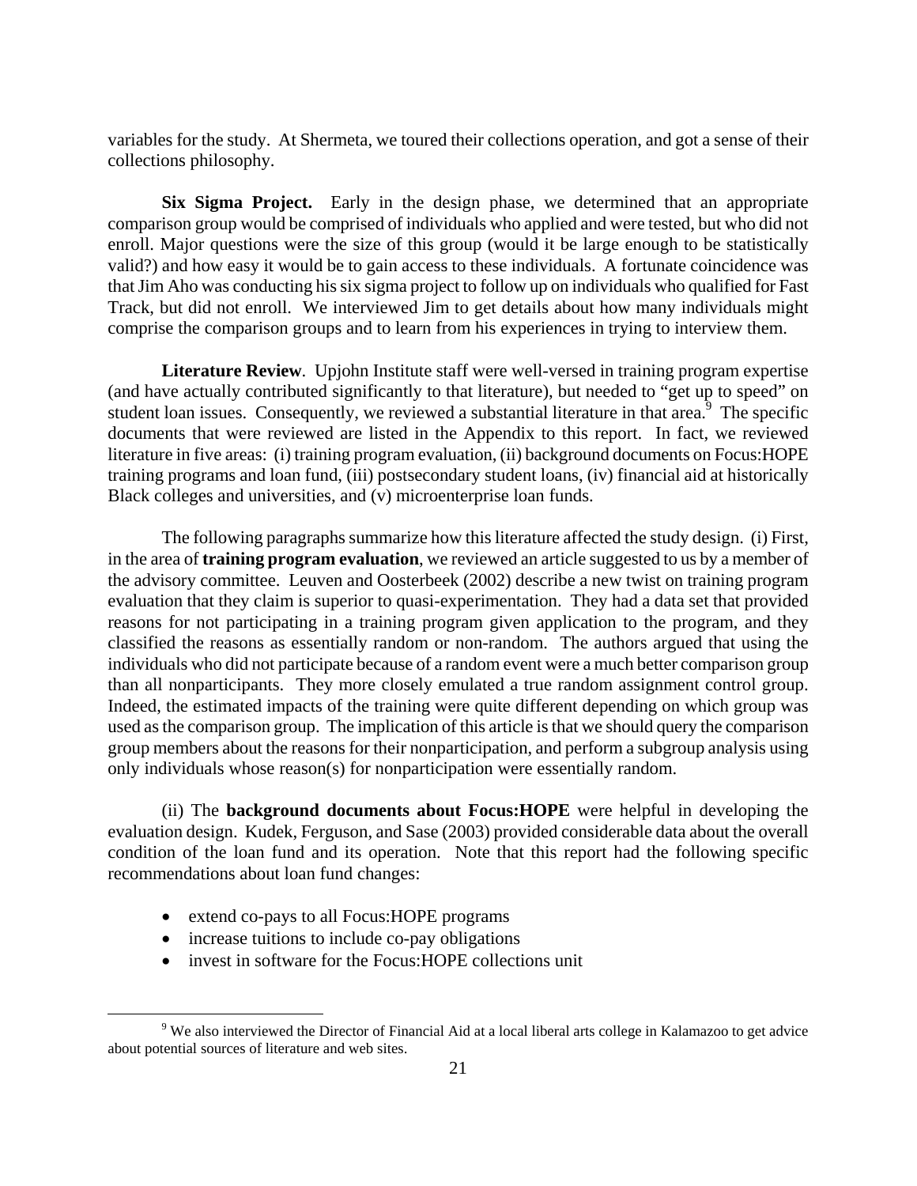variables for the study. At Shermeta, we toured their collections operation, and got a sense of their collections philosophy.

**Six Sigma Project.** Early in the design phase, we determined that an appropriate comparison group would be comprised of individuals who applied and were tested, but who did not enroll. Major questions were the size of this group (would it be large enough to be statistically valid?) and how easy it would be to gain access to these individuals. A fortunate coincidence was that Jim Aho was conducting his six sigma project to follow up on individuals who qualified for Fast Track, but did not enroll. We interviewed Jim to get details about how many individuals might comprise the comparison groups and to learn from his experiences in trying to interview them.

**Literature Review**. Upjohn Institute staff were well-versed in training program expertise (and have actually contributed significantly to that literature), but needed to "get up to speed" on student loan issues. Consequently, we reviewed a substantial literature in that area.[9] The specific documents that were reviewed are listed in the Appendix to this report. In fact, we reviewed literature in five areas: (i) training program evaluation, (ii) background documents on Focus:HOPE training programs and loan fund, (iii) postsecondary student loans, (iv) financial aid at historically Black colleges and universities, and (v) microenterprise loan funds.

The following paragraphs summarize how this literature affected the study design. (i) First, in the area of **training program evaluation**, we reviewed an article suggested to us by a member of the advisory committee. Leuven and Oosterbeek (2002) describe a new twist on training program evaluation that they claim is superior to quasi-experimentation. They had a data set that provided reasons for not participating in a training program given application to the program, and they classified the reasons as essentially random or non-random. The authors argued that using the individuals who did not participate because of a random event were a much better comparison group than all nonparticipants. They more closely emulated a true random assignment control group. Indeed, the estimated impacts of the training were quite different depending on which group was used as the comparison group. The implication of this article is that we should query the comparison group members about the reasons for their nonparticipation, and perform a subgroup analysis using only individuals whose reason(s) for nonparticipation were essentially random.

(ii) The **background documents about Focus:HOPE** were helpful in developing the evaluation design. Kudek, Ferguson, and Sase (2003) provided considerable data about the overall condition of the loan fund and its operation. Note that this report had the following specific recommendations about loan fund changes:

- extend co-pays to all Focus:HOPE programs
- increase tuitions to include co-pay obligations
- invest in software for the Focus:HOPE collections unit

[9] We also interviewed the Director of Financial Aid at a local liberal arts college in Kalamazoo to get advice about potential sources of literature and web sites.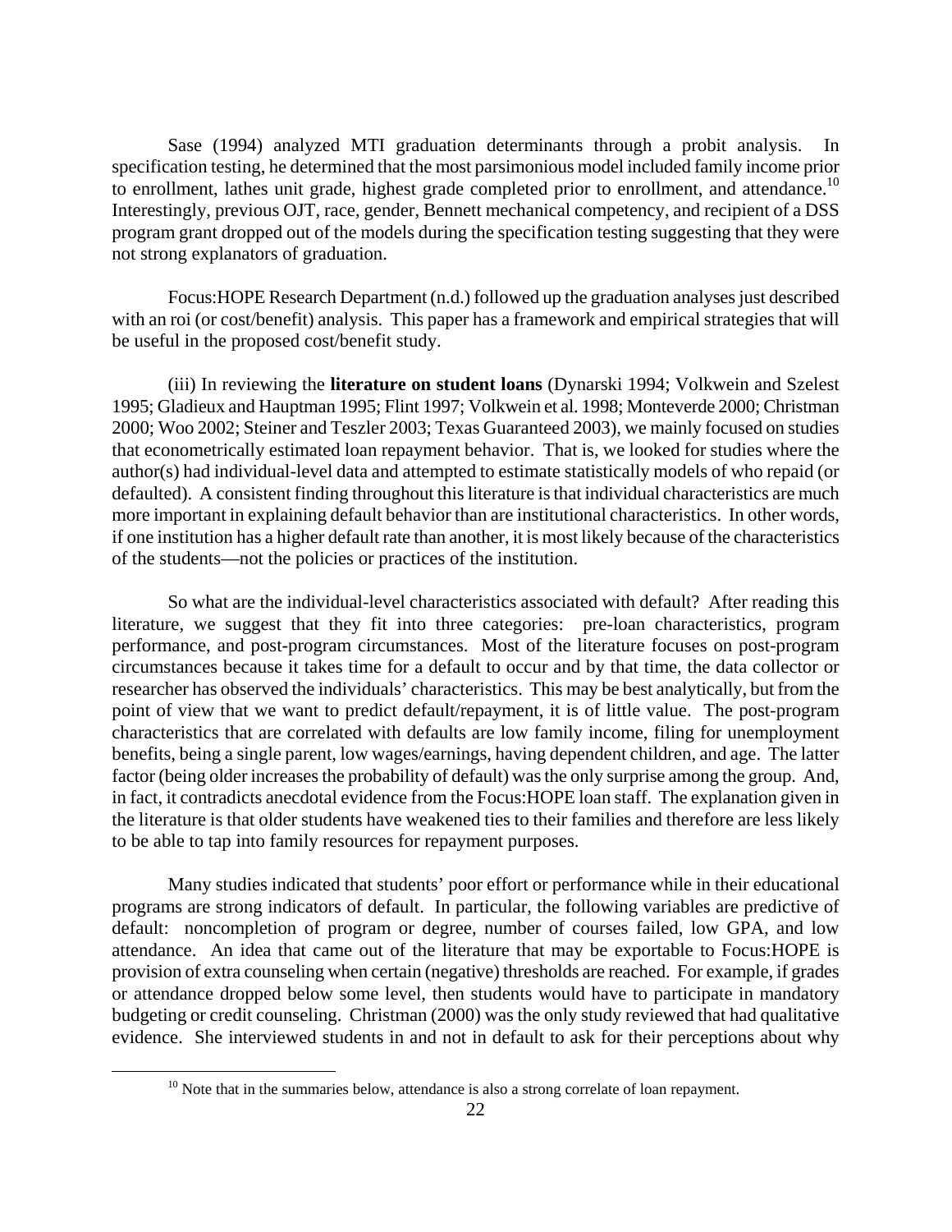Sase (1994) analyzed MTI graduation determinants through a probit analysis. In specification testing, he determined that the most parsimonious model included family income prior to enrollment, lathes unit grade, highest grade completed prior to enrollment, and attendance.[10] Interestingly, previous OJT, race, gender, Bennett mechanical competency, and recipient of a DSS program grant dropped out of the models during the specification testing suggesting that they were not strong explanators of graduation.

Focus:HOPE Research Department (n.d.) followed up the graduation analyses just described with an roi (or cost/benefit) analysis. This paper has a framework and empirical strategies that will be useful in the proposed cost/benefit study.

(iii) In reviewing the **literature on student loans** (Dynarski 1994; Volkwein and Szelest 1995; Gladieux and Hauptman 1995; Flint 1997; Volkwein et al. 1998; Monteverde 2000; Christman 2000; Woo 2002; Steiner and Teszler 2003; Texas Guaranteed 2003), we mainly focused on studies that econometrically estimated loan repayment behavior. That is, we looked for studies where the author(s) had individual-level data and attempted to estimate statistically models of who repaid (or defaulted). A consistent finding throughout this literature is that individual characteristics are much more important in explaining default behavior than are institutional characteristics. In other words, if one institution has a higher default rate than another, it is most likely because of the characteristics of the students—not the policies or practices of the institution.

So what are the individual-level characteristics associated with default? After reading this literature, we suggest that they fit into three categories: pre-loan characteristics, program performance, and post-program circumstances. Most of the literature focuses on post-program circumstances because it takes time for a default to occur and by that time, the data collector or researcher has observed the individuals' characteristics. This may be best analytically, but from the point of view that we want to predict default/repayment, it is of little value. The post-program characteristics that are correlated with defaults are low family income, filing for unemployment benefits, being a single parent, low wages/earnings, having dependent children, and age. The latter factor (being older increases the probability of default) was the only surprise among the group. And, in fact, it contradicts anecdotal evidence from the Focus:HOPE loan staff. The explanation given in the literature is that older students have weakened ties to their families and therefore are less likely to be able to tap into family resources for repayment purposes.

Many studies indicated that students' poor effort or performance while in their educational programs are strong indicators of default. In particular, the following variables are predictive of default: noncompletion of program or degree, number of courses failed, low GPA, and low attendance. An idea that came out of the literature that may be exportable to Focus:HOPE is provision of extra counseling when certain (negative) thresholds are reached. For example, if grades or attendance dropped below some level, then students would have to participate in mandatory budgeting or credit counseling. Christman (2000) was the only study reviewed that had qualitative evidence. She interviewed students in and not in default to ask for their perceptions about why

[10] Note that in the summaries below, attendance is also a strong correlate of loan repayment.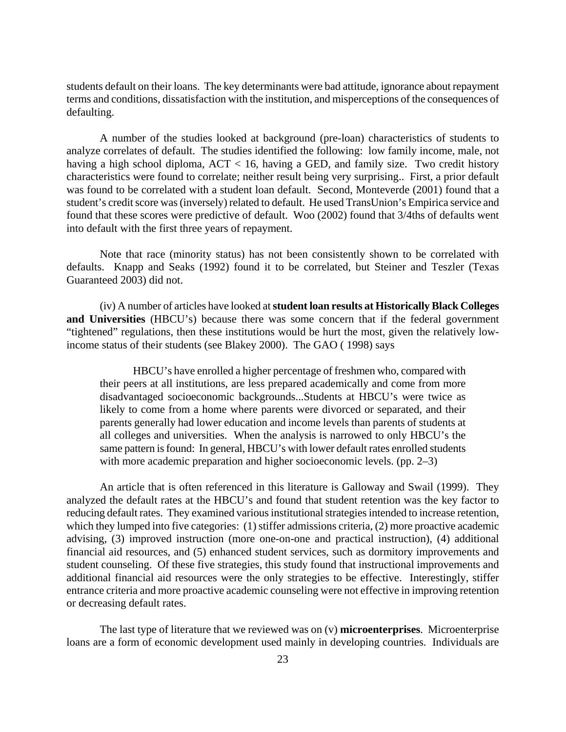students default on their loans. The key determinants were bad attitude, ignorance about repayment terms and conditions, dissatisfaction with the institution, and misperceptions of the consequences of defaulting.

A number of the studies looked at background (pre-loan) characteristics of students to analyze correlates of default. The studies identified the following: low family income, male, not having a high school diploma, ACT < 16, having a GED, and family size. Two credit history characteristics were found to correlate; neither result being very surprising.. First, a prior default was found to be correlated with a student loan default. Second, Monteverde (2001) found that a student's credit score was (inversely) related to default. He used TransUnion's Empirica service and found that these scores were predictive of default. Woo (2002) found that 3/4ths of defaults went into default with the first three years of repayment.

Note that race (minority status) has not been consistently shown to be correlated with defaults. Knapp and Seaks (1992) found it to be correlated, but Steiner and Teszler (Texas Guaranteed 2003) did not.

(iv) A number of articles have looked at **student loan results at Historically Black Colleges and Universities** (HBCU's) because there was some concern that if the federal government "tightened" regulations, then these institutions would be hurt the most, given the relatively low-income status of their students (see Blakey 2000). The GAO ( 1998) says

> HBCU's have enrolled a higher percentage of freshmen who, compared with their peers at all institutions, are less prepared academically and come from more disadvantaged socioeconomic backgrounds...Students at HBCU's were twice as likely to come from a home where parents were divorced or separated, and their parents generally had lower education and income levels than parents of students at all colleges and universities. When the analysis is narrowed to only HBCU's the same pattern is found: In general, HBCU's with lower default rates enrolled students with more academic preparation and higher socioeconomic levels. (pp. 2–3)

An article that is often referenced in this literature is Galloway and Swail (1999). They analyzed the default rates at the HBCU's and found that student retention was the key factor to reducing default rates. They examined various institutional strategies intended to increase retention, which they lumped into five categories: (1) stiffer admissions criteria, (2) more proactive academic advising, (3) improved instruction (more one-on-one and practical instruction), (4) additional financial aid resources, and (5) enhanced student services, such as dormitory improvements and student counseling. Of these five strategies, this study found that instructional improvements and additional financial aid resources were the only strategies to be effective. Interestingly, stiffer entrance criteria and more proactive academic counseling were not effective in improving retention or decreasing default rates.

The last type of literature that we reviewed was on (v) **microenterprises**. Microenterprise loans are a form of economic development used mainly in developing countries. Individuals are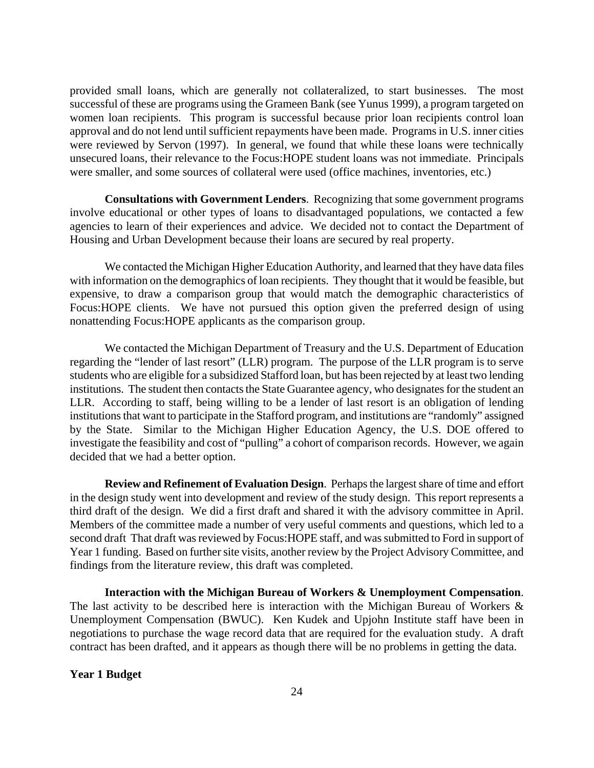provided small loans, which are generally not collateralized, to start businesses. The most successful of these are programs using the Grameen Bank (see Yunus 1999), a program targeted on women loan recipients. This program is successful because prior loan recipients control loan approval and do not lend until sufficient repayments have been made. Programs in U.S. inner cities were reviewed by Servon (1997). In general, we found that while these loans were technically unsecured loans, their relevance to the Focus:HOPE student loans was not immediate. Principals were smaller, and some sources of collateral were used (office machines, inventories, etc.)

**Consultations with Government Lenders**. Recognizing that some government programs involve educational or other types of loans to disadvantaged populations, we contacted a few agencies to learn of their experiences and advice. We decided not to contact the Department of Housing and Urban Development because their loans are secured by real property.

We contacted the Michigan Higher Education Authority, and learned that they have data files with information on the demographics of loan recipients. They thought that it would be feasible, but expensive, to draw a comparison group that would match the demographic characteristics of Focus:HOPE clients. We have not pursued this option given the preferred design of using nonattending Focus:HOPE applicants as the comparison group.

We contacted the Michigan Department of Treasury and the U.S. Department of Education regarding the "lender of last resort" (LLR) program. The purpose of the LLR program is to serve students who are eligible for a subsidized Stafford loan, but has been rejected by at least two lending institutions. The student then contacts the State Guarantee agency, who designates for the student an LLR. According to staff, being willing to be a lender of last resort is an obligation of lending institutions that want to participate in the Stafford program, and institutions are "randomly" assigned by the State. Similar to the Michigan Higher Education Agency, the U.S. DOE offered to investigate the feasibility and cost of "pulling" a cohort of comparison records. However, we again decided that we had a better option.

**Review and Refinement of Evaluation Design**. Perhaps the largest share of time and effort in the design study went into development and review of the study design. This report represents a third draft of the design. We did a first draft and shared it with the advisory committee in April. Members of the committee made a number of very useful comments and questions, which led to a second draft That draft was reviewed by Focus:HOPE staff, and was submitted to Ford in support of Year 1 funding. Based on further site visits, another review by the Project Advisory Committee, and findings from the literature review, this draft was completed.

**Interaction with the Michigan Bureau of Workers & Unemployment Compensation**. The last activity to be described here is interaction with the Michigan Bureau of Workers & Unemployment Compensation (BWUC). Ken Kudek and Upjohn Institute staff have been in negotiations to purchase the wage record data that are required for the evaluation study. A draft contract has been drafted, and it appears as though there will be no problems in getting the data.

**Year 1 Budget**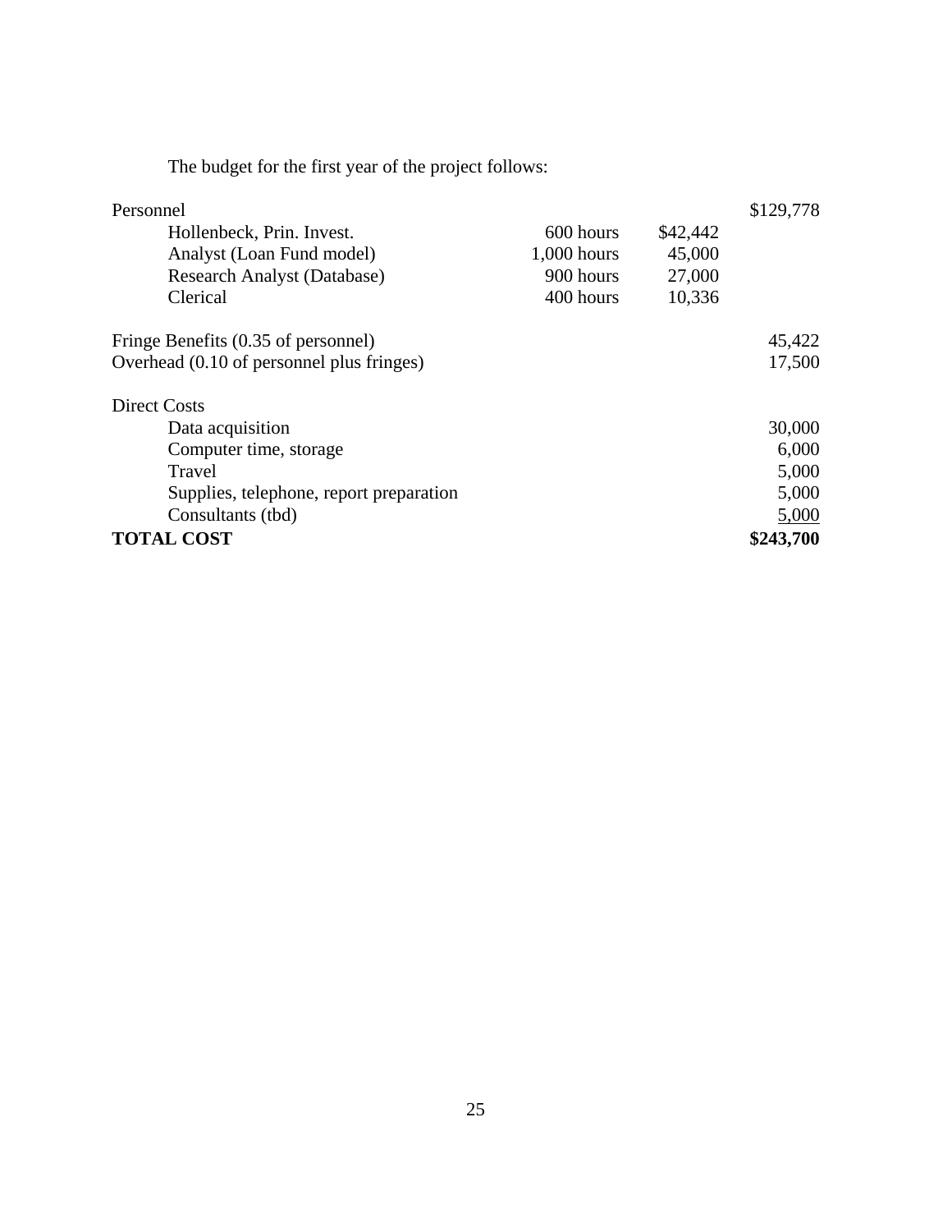The budget for the first year of the project follows:

| | | | |
|---|---|---|---|
| Personnel | | | $129,778 |
| Hollenbeck, Prin. Invest. | 600 hours | $42,442 | |
| Analyst (Loan Fund model) | 1,000 hours | 45,000 | |
| Research Analyst (Database) | 900 hours | 27,000 | |
| Clerical | 400 hours | 10,336 | |
| Fringe Benefits (0.35 of personnel) | | | 45,422 |
| Overhead (0.10 of personnel plus fringes) | | | 17,500 |
| Direct Costs | | | |
| Data acquisition | | | 30,000 |
| Computer time, storage | | | 6,000 |
| Travel | | | 5,000 |
| Supplies, telephone, report preparation | | | 5,000 |
| Consultants (tbd) | | | 5,000 |
| **TOTAL COST** | | | **$243,700** |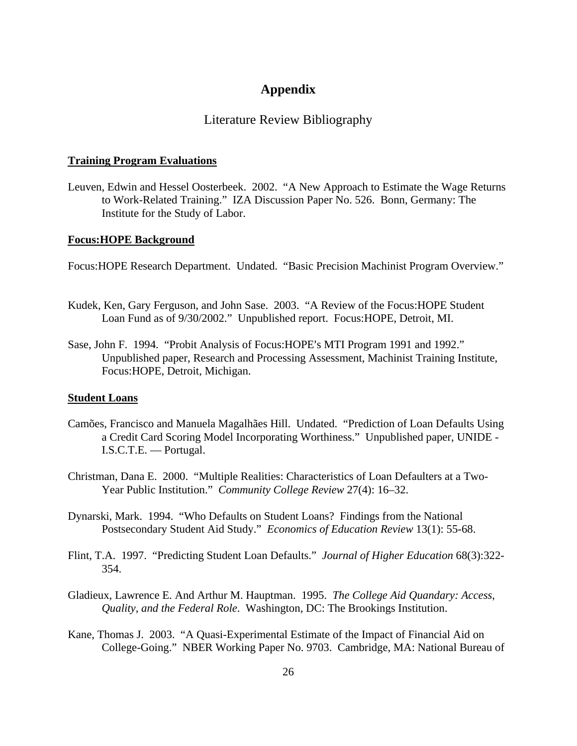# Appendix

## Literature Review Bibliography

**Training Program Evaluations**

Leuven, Edwin and Hessel Oosterbeek. 2002. "A New Approach to Estimate the Wage Returns to Work-Related Training." IZA Discussion Paper No. 526. Bonn, Germany: The Institute for the Study of Labor.

**Focus:HOPE Background**

Focus:HOPE Research Department. Undated. "Basic Precision Machinist Program Overview."

Kudek, Ken, Gary Ferguson, and John Sase. 2003. "A Review of the Focus:HOPE Student Loan Fund as of 9/30/2002." Unpublished report. Focus:HOPE, Detroit, MI.

Sase, John F. 1994. "Probit Analysis of Focus:HOPE's MTI Program 1991 and 1992." Unpublished paper, Research and Processing Assessment, Machinist Training Institute, Focus:HOPE, Detroit, Michigan.

**Student Loans**

Camões, Francisco and Manuela Magalhães Hill. Undated. "Prediction of Loan Defaults Using a Credit Card Scoring Model Incorporating Worthiness." Unpublished paper, UNIDE - I.S.C.T.E. — Portugal.

Christman, Dana E. 2000. "Multiple Realities: Characteristics of Loan Defaulters at a Two-Year Public Institution." *Community College Review* 27(4): 16–32.

Dynarski, Mark. 1994. "Who Defaults on Student Loans? Findings from the National Postsecondary Student Aid Study." *Economics of Education Review* 13(1): 55-68.

Flint, T.A. 1997. "Predicting Student Loan Defaults." *Journal of Higher Education* 68(3):322-354.

Gladieux, Lawrence E. And Arthur M. Hauptman. 1995. *The College Aid Quandary: Access, Quality, and the Federal Role*. Washington, DC: The Brookings Institution.

Kane, Thomas J. 2003. "A Quasi-Experimental Estimate of the Impact of Financial Aid on College-Going." NBER Working Paper No. 9703. Cambridge, MA: National Bureau of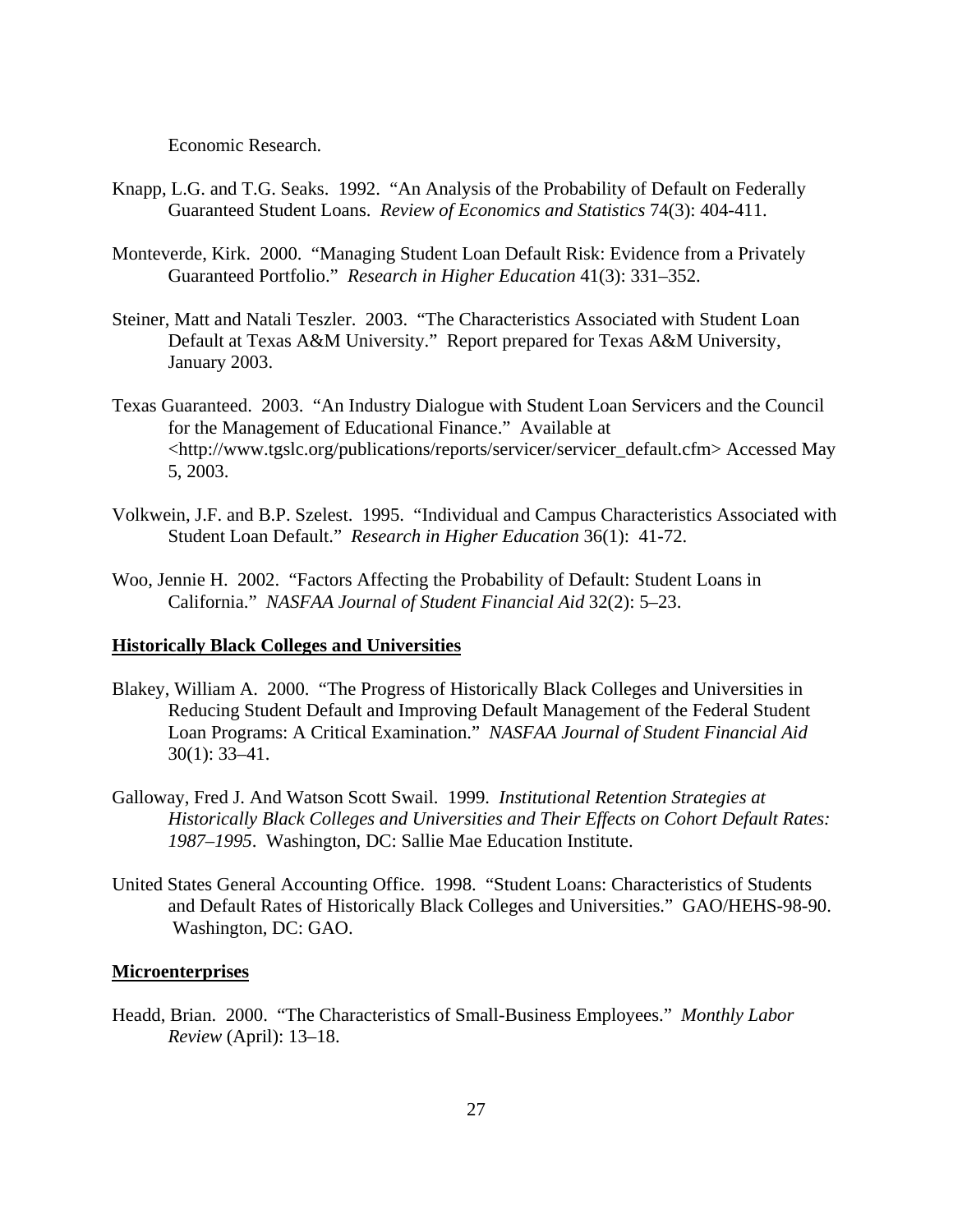Economic Research.

Knapp, L.G. and T.G. Seaks. 1992. "An Analysis of the Probability of Default on Federally Guaranteed Student Loans. *Review of Economics and Statistics* 74(3): 404-411.

Monteverde, Kirk. 2000. "Managing Student Loan Default Risk: Evidence from a Privately Guaranteed Portfolio." *Research in Higher Education* 41(3): 331–352.

Steiner, Matt and Natali Teszler. 2003. "The Characteristics Associated with Student Loan Default at Texas A&M University." Report prepared for Texas A&M University, January 2003.

Texas Guaranteed. 2003. "An Industry Dialogue with Student Loan Servicers and the Council for the Management of Educational Finance." Available at <http://www.tgslc.org/publications/reports/servicer/servicer_default.cfm> Accessed May 5, 2003.

Volkwein, J.F. and B.P. Szelest. 1995. "Individual and Campus Characteristics Associated with Student Loan Default." *Research in Higher Education* 36(1): 41-72.

Woo, Jennie H. 2002. "Factors Affecting the Probability of Default: Student Loans in California." *NASFAA Journal of Student Financial Aid* 32(2): 5–23.

**Historically Black Colleges and Universities**

Blakey, William A. 2000. "The Progress of Historically Black Colleges and Universities in Reducing Student Default and Improving Default Management of the Federal Student Loan Programs: A Critical Examination." *NASFAA Journal of Student Financial Aid* 30(1): 33–41.

Galloway, Fred J. And Watson Scott Swail. 1999. *Institutional Retention Strategies at Historically Black Colleges and Universities and Their Effects on Cohort Default Rates: 1987–1995*. Washington, DC: Sallie Mae Education Institute.

United States General Accounting Office. 1998. "Student Loans: Characteristics of Students and Default Rates of Historically Black Colleges and Universities." GAO/HEHS-98-90. Washington, DC: GAO.

**Microenterprises**

Headd, Brian. 2000. "The Characteristics of Small-Business Employees." *Monthly Labor Review* (April): 13–18.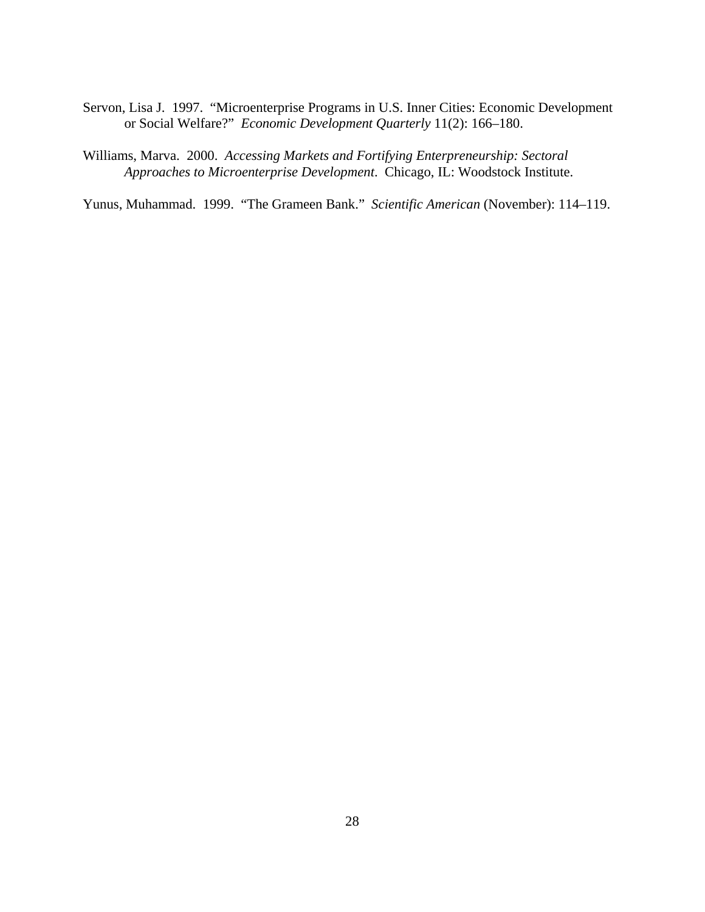Servon, Lisa J. 1997. "Microenterprise Programs in U.S. Inner Cities: Economic Development or Social Welfare?" *Economic Development Quarterly* 11(2): 166–180.

Williams, Marva. 2000. *Accessing Markets and Fortifying Enterpreneurship: Sectoral Approaches to Microenterprise Development*. Chicago, IL: Woodstock Institute.

Yunus, Muhammad. 1999. "The Grameen Bank." *Scientific American* (November): 114–119.